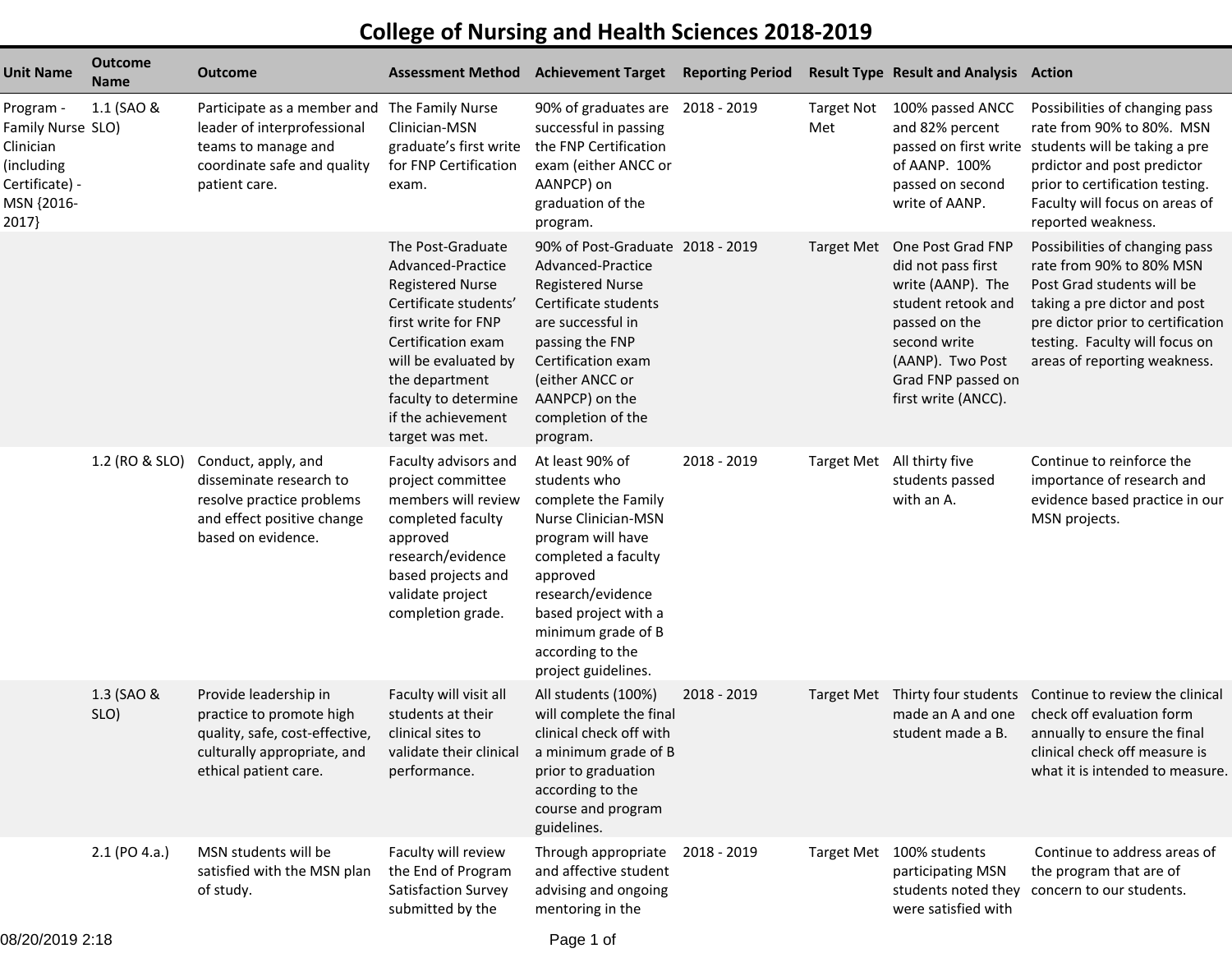# College of Nursing and Health Sciences 2018-2019

| Unit Name | Outcome Name | Outcome | Assessment Method | Achievement Target | Reporting Period | Result Type | Result and Analysis | Action |
|---|---|---|---|---|---|---|---|---|
| Program - Family Nurse Clinician (including Certificate) - MSN {2016-2017} | 1.1 (SAO & SLO) | Participate as a member and leader of interprofessional teams to manage and coordinate safe and quality patient care. | The Family Nurse Clinician-MSN graduate's first write for FNP Certification exam. | 90% of graduates are successful in passing the FNP Certification exam (either ANCC or AANPCP) on graduation of the program. | 2018 - 2019 | Target Not Met | 100% passed ANCC and 82% percent passed on first write of AANP. 100% passed on second write of AANP. | Possibilities of changing pass rate from 90% to 80%. MSN students will be taking a pre prdictor and post predictor prior to certification testing. Faculty will focus on areas of reported weakness. |
| | | | The Post-Graduate Advanced-Practice Registered Nurse Certificate students' first write for FNP Certification exam will be evaluated by the department faculty to determine if the achievement target was met. | 90% of Post-Graduate Advanced-Practice Registered Nurse Certificate students are successful in passing the FNP Certification exam (either ANCC or AANPCP) on the completion of the program. | 2018 - 2019 | Target Met | One Post Grad FNP did not pass first write (AANP). The student retook and passed on the second write (AANP). Two Post Grad FNP passed on first write (ANCC). | Possibilities of changing pass rate from 90% to 80% MSN Post Grad students will be taking a pre dictor and post pre dictor prior to certification testing. Faculty will focus on areas of reporting weakness. |
| | 1.2 (RO & SLO) | Conduct, apply, and disseminate research to resolve practice problems and effect positive change based on evidence. | Faculty advisors and project committee members will review completed faculty approved research/evidence based projects and validate project completion grade. | At least 90% of students who complete the Family Nurse Clinician-MSN program will have completed a faculty approved research/evidence based project with a minimum grade of B according to the project guidelines. | 2018 - 2019 | Target Met | All thirty five students passed with an A. | Continue to reinforce the importance of research and evidence based practice in our MSN projects. |
| | 1.3 (SAO & SLO) | Provide leadership in practice to promote high quality, safe, cost-effective, culturally appropriate, and ethical patient care. | Faculty will visit all students at their clinical sites to validate their clinical performance. | All students (100%) will complete the final clinical check off with a minimum grade of B prior to graduation according to the course and program guidelines. | 2018 - 2019 | Target Met | Thirty four students made an A and one student made a B. | Continue to review the clinical check off evaluation form annually to ensure the final clinical check off measure is what it is intended to measure. |
| | 2.1 (PO 4.a.) | MSN students will be satisfied with the MSN plan of study. | Faculty will review the End of Program Satisfaction Survey submitted by the | Through appropriate and affective student advising and ongoing mentoring in the | 2018 - 2019 | Target Met | 100% students participating MSN students noted they were satisfied with | Continue to address areas of the program that are of concern to our students. |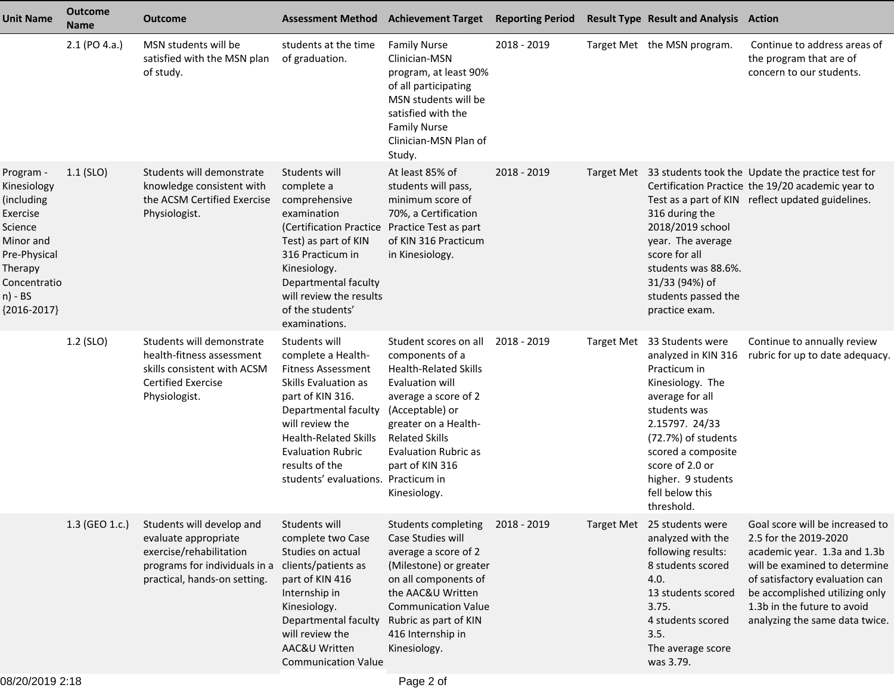| Unit Name | Outcome Name | Outcome | Assessment Method | Achievement Target | Reporting Period | Result Type | Result and Analysis | Action |
|---|---|---|---|---|---|---|---|---|
| | 2.1 (PO 4.a.) | MSN students will be satisfied with the MSN plan of study. | students at the time of graduation. | Family Nurse Clinician-MSN program, at least 90% of all participating MSN students will be satisfied with the Family Nurse Clinician-MSN Plan of Study. | 2018 - 2019 | Target Met | the MSN program. | Continue to address areas of the program that are of concern to our students. |
| Program - Kinesiology (including Exercise Science Minor and Pre-Physical Therapy Concentration) - BS {2016-2017} | 1.1 (SLO) | Students will demonstrate knowledge consistent with the ACSM Certified Exercise Physiologist. | Students will complete a comprehensive examination (Certification Practice Test) as part of KIN 316 Practicum in Kinesiology. Departmental faculty will review the results of the students' examinations. | At least 85% of students will pass, minimum score of 70%, a Certification Practice Test as part of KIN 316 Practicum in Kinesiology. | 2018 - 2019 | Target Met | 33 students took the Certification Practice Test as a part of KIN 316 during the 2018/2019 school year. The average score for all students was 88.6%. 31/33 (94%) of students passed the practice exam. | Update the practice test for the 19/20 academic year to reflect updated guidelines. |
| | 1.2 (SLO) | Students will demonstrate health-fitness assessment skills consistent with ACSM Certified Exercise Physiologist. | Students will complete a Health-Fitness Assessment Skills Evaluation as part of KIN 316. Departmental faculty will review the Health-Related Skills Evaluation Rubric results of the students' evaluations. | Student scores on all components of a Health-Related Skills Evaluation will average a score of 2 (Acceptable) or greater on a Health-Related Skills Evaluation Rubric as part of KIN 316 Practicum in Kinesiology. | 2018 - 2019 | Target Met | 33 Students were analyzed in KIN 316 Practicum in Kinesiology. The average for all students was 2.15797. 24/33 (72.7%) of students scored a composite score of 2.0 or higher. 9 students fell below this threshold. | Continue to annually review rubric for up to date adequacy. |
| | 1.3 (GEO 1.c.) | Students will develop and evaluate appropriate exercise/rehabilitation programs for individuals in a practical, hands-on setting. | Students will complete two Case Studies on actual clients/patients as part of KIN 416 Internship in Kinesiology. Departmental faculty will review the AAC&U Written Communication Value | Students completing Case Studies will average a score of 2 (Milestone) or greater on all components of the AAC&U Written Communication Value Rubric as part of KIN 416 Internship in Kinesiology. | 2018 - 2019 | Target Met | 25 students were analyzed with the following results:<br>8 students scored 4.0.<br>13 students scored 3.75.<br>4 students scored 3.5.<br>The average score was 3.79. | Goal score will be increased to 2.5 for the 2019-2020 academic year. 1.3a and 1.3b will be examined to determine of satisfactory evaluation can be accomplished utilizing only 1.3b in the future to avoid analyzing the same data twice. |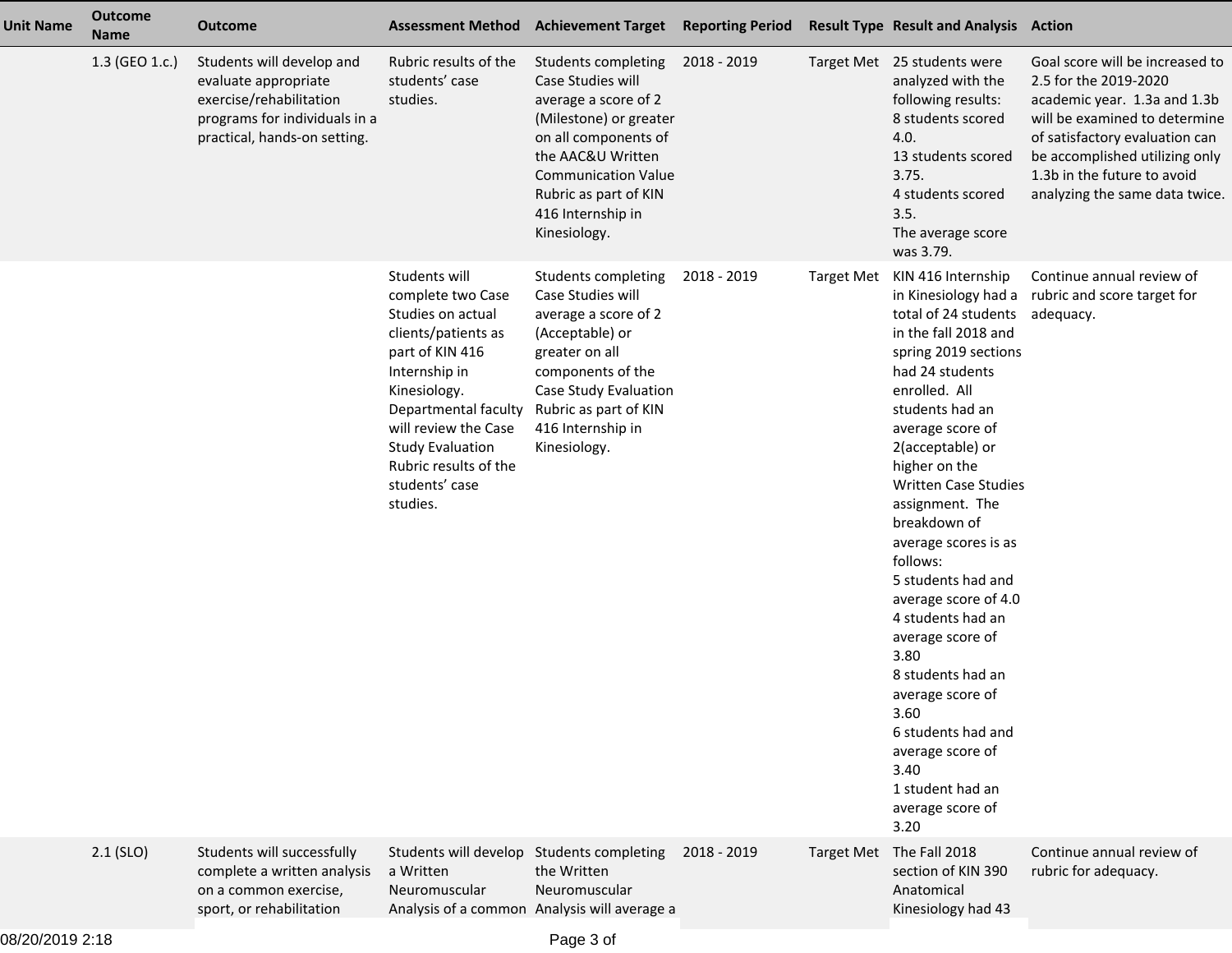| Unit Name | Outcome Name | Outcome | Assessment Method | Achievement Target | Reporting Period | Result Type | Result and Analysis | Action |
|---|---|---|---|---|---|---|---|---|
| | 1.3 (GEO 1.c.) | Students will develop and evaluate appropriate exercise/rehabilitation programs for individuals in a practical, hands-on setting. | Rubric results of the students' case studies. | Students completing Case Studies will average a score of 2 (Milestone) or greater on all components of the AAC&U Written Communication Value Rubric as part of KIN 416 Internship in Kinesiology. | 2018 - 2019 | Target Met | 25 students were analyzed with the following results:<br>8 students scored 4.0.<br>13 students scored 3.75.<br>4 students scored 3.5.<br>The average score was 3.79. | Goal score will be increased to 2.5 for the 2019-2020 academic year. 1.3a and 1.3b will be examined to determine of satisfactory evaluation can be accomplished utilizing only 1.3b in the future to avoid analyzing the same data twice. |
| | | | Students will complete two Case Studies on actual clients/patients as part of KIN 416 Internship in Kinesiology. Departmental faculty will review the Case Study Evaluation Rubric results of the students' case studies. | Students completing Case Studies will average a score of 2 (Acceptable) or greater on all components of the Case Study Evaluation Rubric as part of KIN 416 Internship in Kinesiology. | 2018 - 2019 | Target Met | KIN 416 Internship in Kinesiology had a total of 24 students in the fall 2018 and spring 2019 sections had 24 students enrolled. All students had an average score of 2(acceptable) or higher on the Written Case Studies assignment. The breakdown of average scores is as follows:<br>5 students had and average score of 4.0<br>4 students had an average score of 3.80<br>8 students had an average score of 3.60<br>6 students had and average score of 3.40<br>1 student had an average score of 3.20 | Continue annual review of rubric and score target for adequacy. |
| | 2.1 (SLO) | Students will successfully complete a written analysis on a common exercise, sport, or rehabilitation | Students will develop a Written Neuromuscular Analysis of a common | Students completing the Written Neuromuscular Analysis will average a | 2018 - 2019 | Target Met | The Fall 2018 section of KIN 390 Anatomical Kinesiology had 43 | Continue annual review of rubric for adequacy. |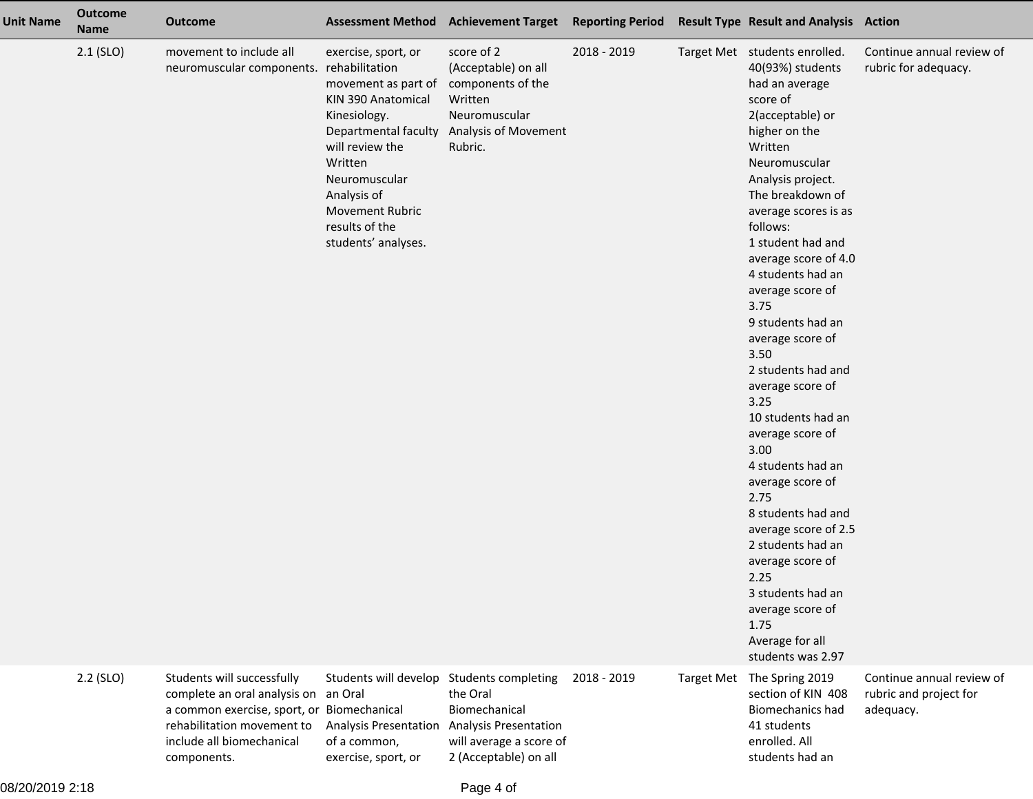| Unit Name | Outcome Name | Outcome | Assessment Method | Achievement Target | Reporting Period | Result Type | Result and Analysis | Action |
|---|---|---|---|---|---|---|---|---|
| | 2.1 (SLO) | movement to include all neuromuscular components. | exercise, sport, or rehabilitation movement as part of KIN 390 Anatomical Kinesiology. Departmental faculty will review the Written Neuromuscular Analysis of Movement Rubric results of the students' analyses. | score of 2 (Acceptable) on all components of the Written Neuromuscular Analysis of Movement Rubric. | 2018 - 2019 | Target Met | students enrolled. 40(93%) students had an average score of 2(acceptable) or higher on the Written Neuromuscular Analysis project. The breakdown of average scores is as follows:<br>1 student had and average score of 4.0<br>4 students had an average score of 3.75<br>9 students had an average score of 3.50<br>2 students had and average score of 3.25<br>10 students had an average score of 3.00<br>4 students had an average score of 2.75<br>8 students had and average score of 2.5<br>2 students had an average score of 2.25<br>3 students had an average score of 1.75<br>Average for all students was 2.97 | Continue annual review of rubric for adequacy. |
| | 2.2 (SLO) | Students will successfully complete an oral analysis on a common exercise, sport, or rehabilitation movement to include all biomechanical components. | Students will develop an Oral Biomechanical Analysis Presentation of a common, exercise, sport, or | Students completing the Oral Biomechanical Analysis Presentation will average a score of 2 (Acceptable) on all | 2018 - 2019 | Target Met | The Spring 2019 section of KIN 408 Biomechanics had 41 students enrolled. All students had an | Continue annual review of rubric and project for adequacy. |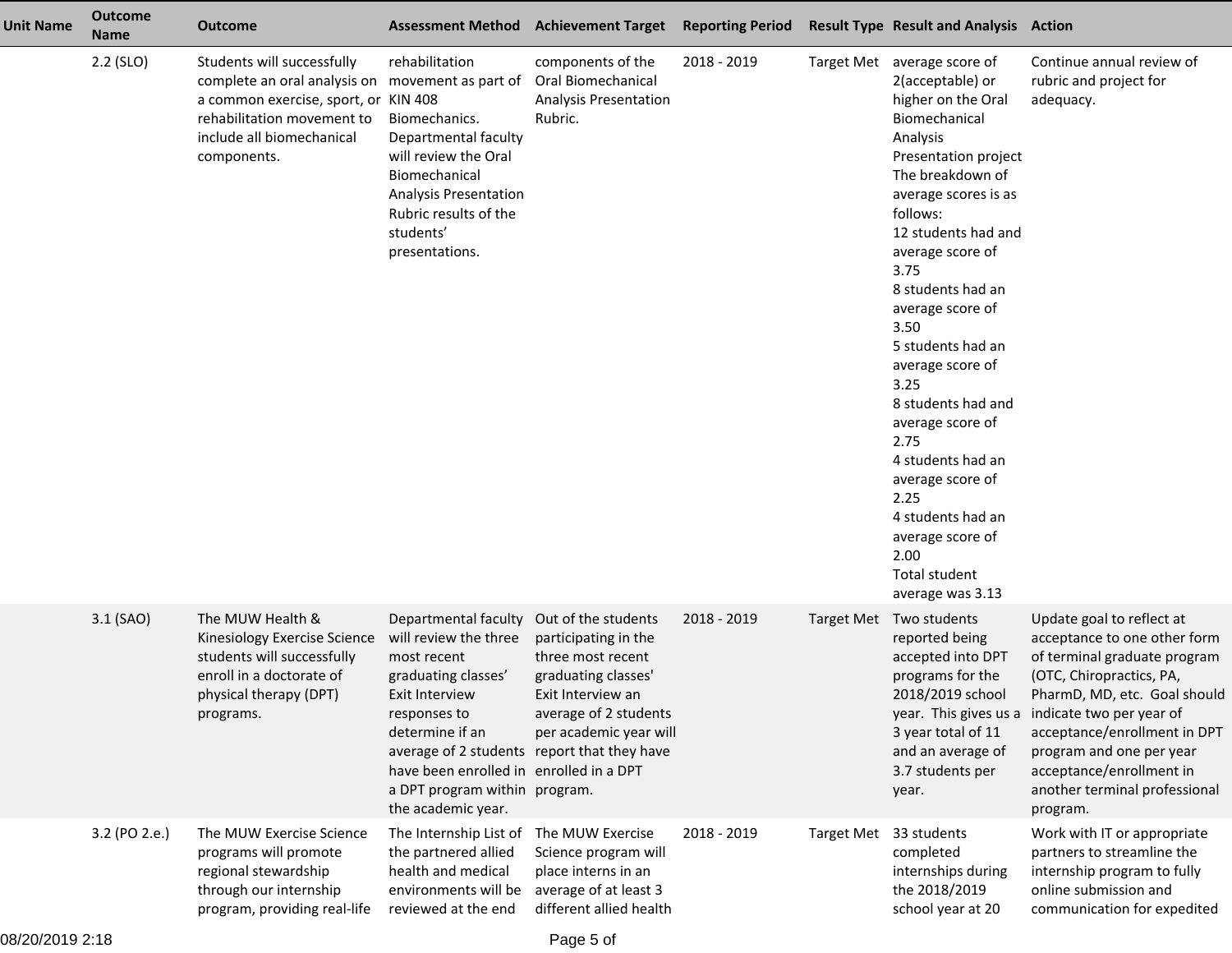| Unit Name | Outcome Name | Outcome | Assessment Method | Achievement Target | Reporting Period | Result Type | Result and Analysis | Action |
|---|---|---|---|---|---|---|---|---|
| | 2.2 (SLO) | Students will successfully complete an oral analysis on a common exercise, sport, or rehabilitation movement to include all biomechanical components. | rehabilitation movement as part of KIN 408 Biomechanics. Departmental faculty will review the Oral Biomechanical Analysis Presentation Rubric results of the students' presentations. | components of the Oral Biomechanical Analysis Presentation Rubric. | 2018 - 2019 | Target Met | average score of 2(acceptable) or higher on the Oral Biomechanical Analysis Presentation project The breakdown of average scores is as follows: 12 students had and average score of 3.75 8 students had an average score of 3.50 5 students had an average score of 3.25 8 students had and average score of 2.75 4 students had an average score of 2.25 4 students had an average score of 2.00 Total student average was 3.13 | Continue annual review of rubric and project for adequacy. |
| | 3.1 (SAO) | The MUW Health & Kinesiology Exercise Science students will successfully enroll in a doctorate of physical therapy (DPT) programs. | Departmental faculty will review the three most recent graduating classes' Exit Interview responses to determine if an average of 2 students have been enrolled in a DPT program within the academic year. | Out of the students participating in the three most recent graduating classes' Exit Interview an average of 2 students per academic year will report that they have enrolled in a DPT program. | 2018 - 2019 | Target Met | Two students reported being accepted into DPT programs for the 2018/2019 school year. This gives us a 3 year total of 11 and an average of 3.7 students per year. | Update goal to reflect at acceptance to one other form of terminal graduate program (OTC, Chiropractics, PA, PharmD, MD, etc. Goal should indicate two per year of acceptance/enrollment in DPT program and one per year acceptance/enrollment in another terminal professional program. |
| | 3.2 (PO 2.e.) | The MUW Exercise Science programs will promote regional stewardship through our internship program, providing real-life | The Internship List of the partnered allied health and medical environments will be reviewed at the end | The MUW Exercise Science program will place interns in an average of at least 3 different allied health | 2018 - 2019 | Target Met | 33 students completed internships during the 2018/2019 school year at 20 | Work with IT or appropriate partners to streamline the internship program to fully online submission and communication for expedited |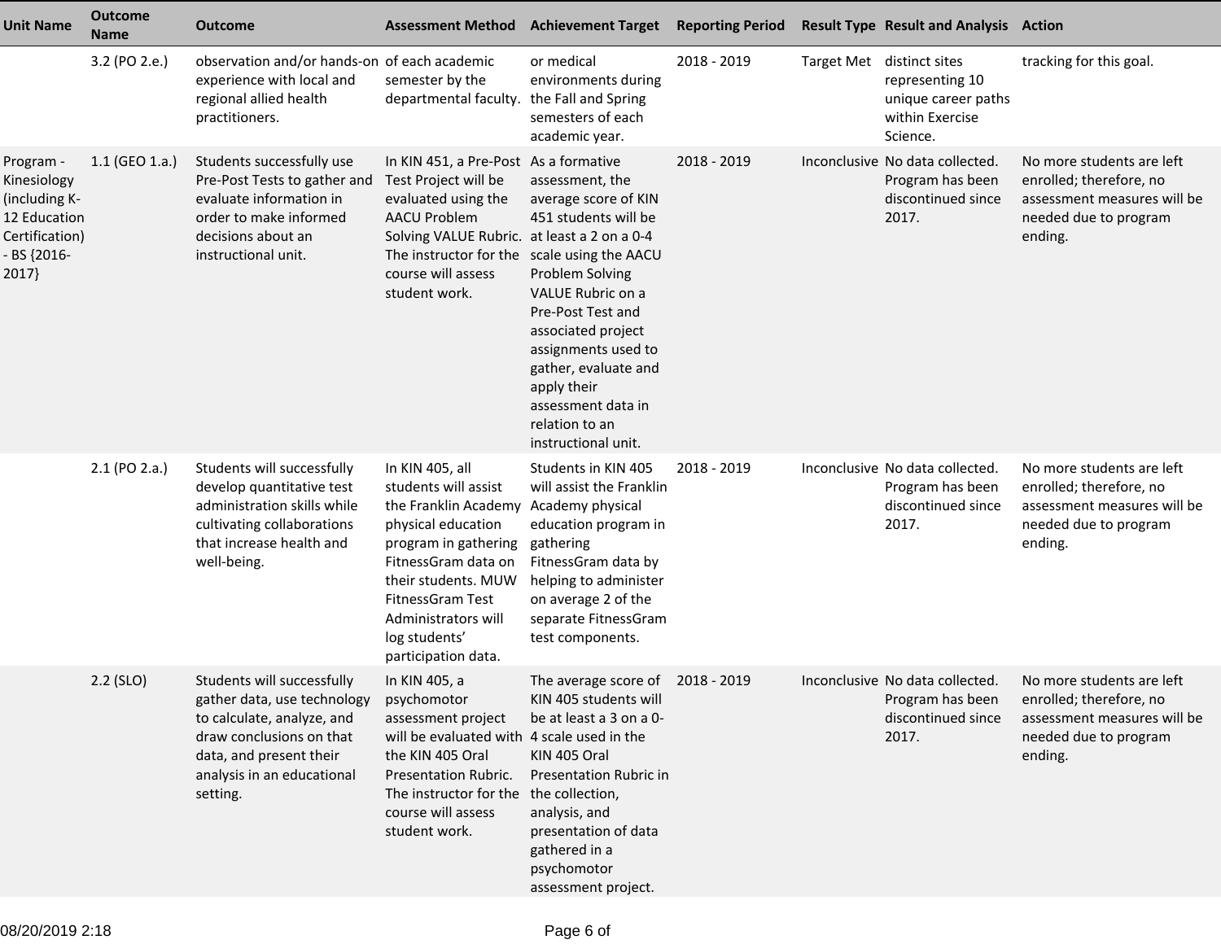| Unit Name | Outcome Name | Outcome | Assessment Method | Achievement Target | Reporting Period | Result Type | Result and Analysis | Action |
|---|---|---|---|---|---|---|---|---|
| | 3.2 (PO 2.e.) | observation and/or hands-on experience with local and regional allied health practitioners. | of each academic semester by the departmental faculty. | or medical environments during the Fall and Spring semesters of each academic year. | 2018 - 2019 | Target Met | distinct sites representing 10 unique career paths within Exercise Science. | tracking for this goal. |
| Program - Kinesiology (including K-12 Education Certification) - BS {2016-2017} | 1.1 (GEO 1.a.) | Students successfully use Pre-Post Tests to gather and evaluate information in order to make informed decisions about an instructional unit. | In KIN 451, a Pre-Post Test Project will be evaluated using the AACU Problem Solving VALUE Rubric. The instructor for the course will assess student work. | As a formative assessment, the average score of KIN 451 students will be at least a 2 on a 0-4 scale using the AACU Problem Solving VALUE Rubric on a Pre-Post Test and associated project assignments used to gather, evaluate and apply their assessment data in relation to an instructional unit. | 2018 - 2019 | Inconclusive | No data collected. Program has been discontinued since 2017. | No more students are left enrolled; therefore, no assessment measures will be needed due to program ending. |
| | 2.1 (PO 2.a.) | Students will successfully develop quantitative test administration skills while cultivating collaborations that increase health and well-being. | In KIN 405, all students will assist the Franklin Academy physical education program in gathering FitnessGram data on their students. MUW FitnessGram Test Administrators will log students' participation data. | Students in KIN 405 will assist the Franklin Academy physical education program in gathering FitnessGram data by helping to administer on average 2 of the separate FitnessGram test components. | 2018 - 2019 | Inconclusive | No data collected. Program has been discontinued since 2017. | No more students are left enrolled; therefore, no assessment measures will be needed due to program ending. |
| | 2.2 (SLO) | Students will successfully gather data, use technology to calculate, analyze, and draw conclusions on that data, and present their analysis in an educational setting. | In KIN 405, a psychomotor assessment project will be evaluated with the KIN 405 Oral Presentation Rubric. The instructor for the course will assess student work. | The average score of KIN 405 students will be at least a 3 on a 0-4 scale used in the KIN 405 Oral Presentation Rubric in the collection, analysis, and presentation of data gathered in a psychomotor assessment project. | 2018 - 2019 | Inconclusive | No data collected. Program has been discontinued since 2017. | No more students are left enrolled; therefore, no assessment measures will be needed due to program ending. |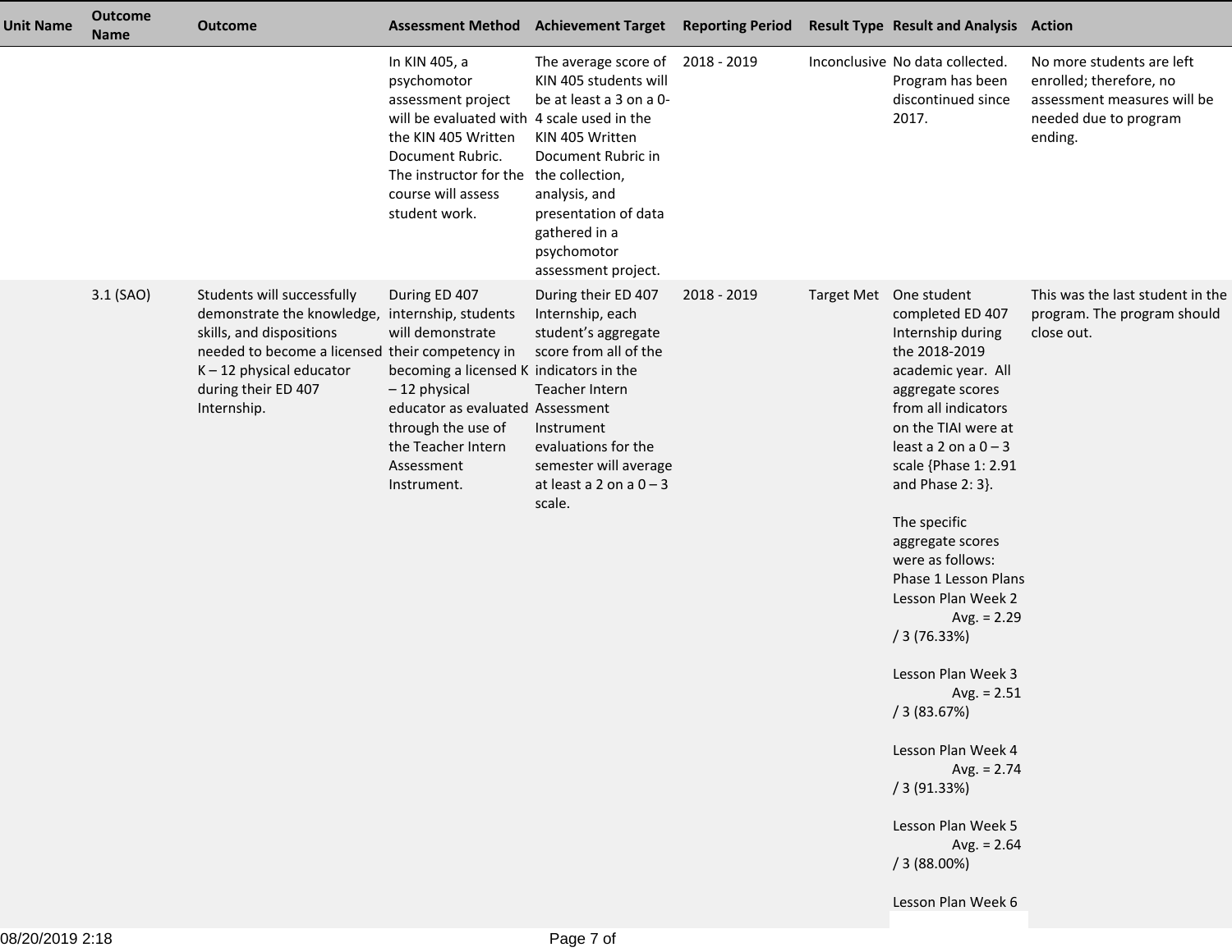| Unit Name | Outcome Name | Outcome | Assessment Method | Achievement Target | Reporting Period | Result Type | Result and Analysis | Action |
|---|---|---|---|---|---|---|---|---|
| | | | In KIN 405, a psychomotor assessment project will be evaluated with the KIN 405 Written Document Rubric. The instructor for the course will assess student work. | The average score of KIN 405 students will be at least a 3 on a 0-4 scale used in the KIN 405 Written Document Rubric in the collection, analysis, and presentation of data gathered in a psychomotor assessment project. | 2018 - 2019 | Inconclusive | No data collected. Program has been discontinued since 2017. | No more students are left enrolled; therefore, no assessment measures will be needed due to program ending. |
| | 3.1 (SAO) | Students will successfully demonstrate the knowledge, skills, and dispositions needed to become a licensed K – 12 physical educator during their ED 407 Internship. | During ED 407 internship, students will demonstrate their competency in becoming a licensed K – 12 physical educator as evaluated through the use of the Teacher Intern Assessment Instrument. | During their ED 407 Internship, each student's aggregate score from all of the indicators in the Teacher Intern Assessment Instrument evaluations for the semester will average at least a 2 on a 0 – 3 scale. | 2018 - 2019 | Target Met | One student completed ED 407 Internship during the 2018-2019 academic year. All aggregate scores from all indicators on the TIAI were at least a 2 on a 0 – 3 scale {Phase 1: 2.91 and Phase 2: 3}.<br><br>The specific aggregate scores were as follows:<br>Phase 1 Lesson Plans<br>Lesson Plan Week 2 Avg. = 2.29 / 3 (76.33%)<br><br>Lesson Plan Week 3 Avg. = 2.51 / 3 (83.67%)<br><br>Lesson Plan Week 4 Avg. = 2.74 / 3 (91.33%)<br><br>Lesson Plan Week 5 Avg. = 2.64 / 3 (88.00%)<br><br>Lesson Plan Week 6 | This was the last student in the program. The program should close out. |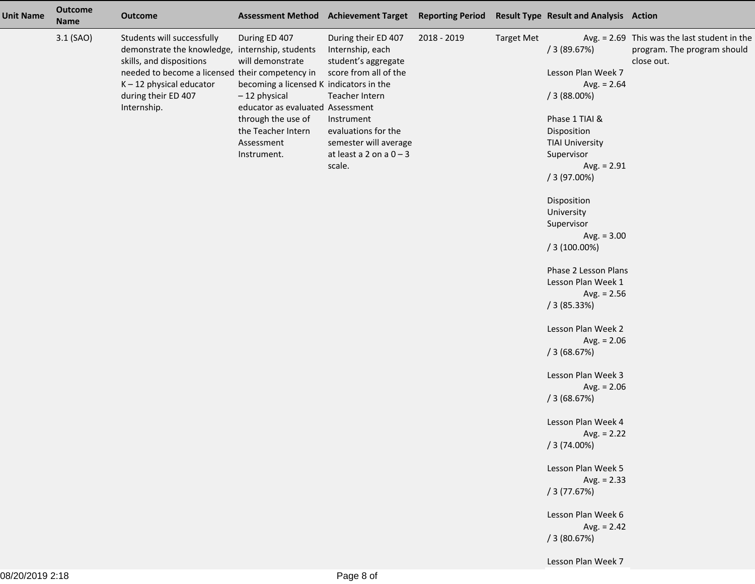| Unit Name | Outcome Name | Outcome | Assessment Method | Achievement Target | Reporting Period | Result Type | Result and Analysis | Action |
|---|---|---|---|---|---|---|---|---|
| | 3.1 (SAO) | Students will successfully demonstrate the knowledge, skills, and dispositions needed to become a licensed K – 12 physical educator during their ED 407 Internship. | During ED 407 internship, students will demonstrate their competency in becoming a licensed K – 12 physical educator as evaluated through the use of the Teacher Intern Assessment Instrument. | During their ED 407 Internship, each student's aggregate score from all of the indicators in the Teacher Intern Assessment Instrument evaluations for the semester will average at least a 2 on a 0 – 3 scale. | 2018 - 2019 | Target Met | Avg. = 2.69 / 3 (89.67%)<br><br>Lesson Plan Week 7<br>Avg. = 2.64 / 3 (88.00%)<br><br>Phase 1 TIAI & Disposition<br>TIAI University Supervisor<br>Avg. = 2.91 / 3 (97.00%)<br><br>Disposition University Supervisor<br>Avg. = 3.00 / 3 (100.00%)<br><br>Phase 2 Lesson Plans<br>Lesson Plan Week 1<br>Avg. = 2.56 / 3 (85.33%)<br><br>Lesson Plan Week 2<br>Avg. = 2.06 / 3 (68.67%)<br><br>Lesson Plan Week 3<br>Avg. = 2.06 / 3 (68.67%)<br><br>Lesson Plan Week 4<br>Avg. = 2.22 / 3 (74.00%)<br><br>Lesson Plan Week 5<br>Avg. = 2.33 / 3 (77.67%)<br><br>Lesson Plan Week 6<br>Avg. = 2.42 / 3 (80.67%)<br><br>Lesson Plan Week 7 | This was the last student in the program. The program should close out. |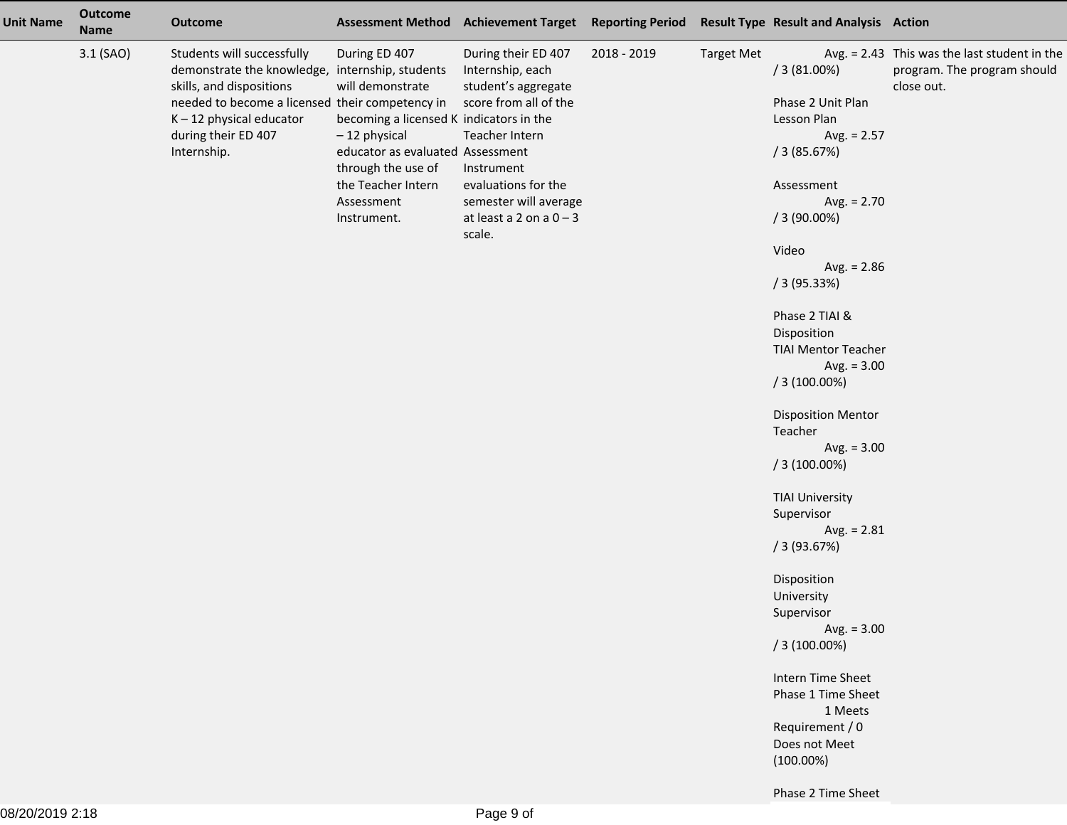| Unit Name | Outcome Name | Outcome | Assessment Method | Achievement Target | Reporting Period | Result Type | Result and Analysis | Action |
|---|---|---|---|---|---|---|---|---|
| | 3.1 (SAO) | Students will successfully demonstrate the knowledge, skills, and dispositions needed to become a licensed K – 12 physical educator during their ED 407 Internship. | During ED 407 internship, students will demonstrate their competency in becoming a licensed K – 12 physical educator as evaluated through the use of the Teacher Intern Assessment Instrument. | During their ED 407 Internship, each student’s aggregate score from all of the indicators in the Teacher Intern Assessment Instrument evaluations for the semester will average at least a 2 on a 0 – 3 scale. | 2018 - 2019 | Target Met | Avg. = 2.43 / 3 (81.00%)<br><br>Phase 2 Unit Plan<br>Lesson Plan<br>Avg. = 2.57 / 3 (85.67%)<br><br>Assessment<br>Avg. = 2.70 / 3 (90.00%)<br><br>Video<br>Avg. = 2.86 / 3 (95.33%)<br><br>Phase 2 TIAI & Disposition<br>TIAI Mentor Teacher<br>Avg. = 3.00 / 3 (100.00%)<br><br>Disposition Mentor Teacher<br>Avg. = 3.00 / 3 (100.00%)<br><br>TIAI University Supervisor<br>Avg. = 2.81 / 3 (93.67%)<br><br>Disposition University Supervisor<br>Avg. = 3.00 / 3 (100.00%)<br><br>Intern Time Sheet<br>Phase 1 Time Sheet<br>1 Meets Requirement / 0 Does not Meet (100.00%)<br><br>Phase 2 Time Sheet | This was the last student in the program. The program should close out. |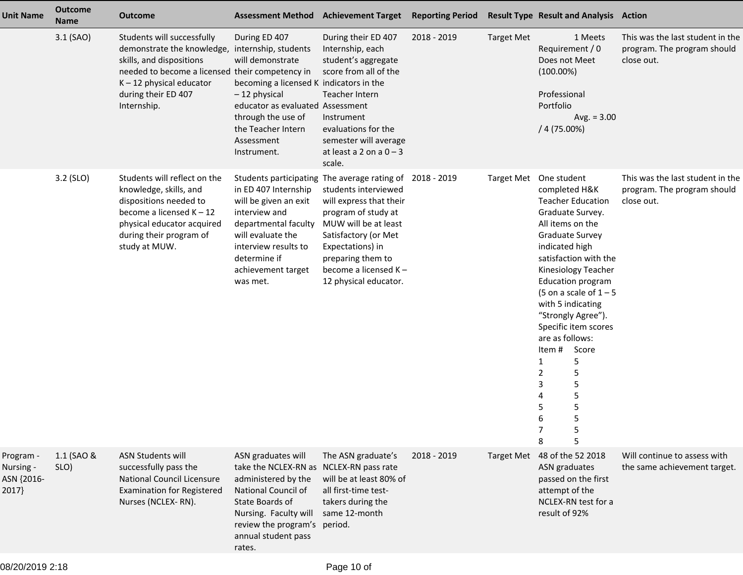| Unit Name | Outcome Name | Outcome | Assessment Method | Achievement Target | Reporting Period | Result Type | Result and Analysis | Action |
|---|---|---|---|---|---|---|---|---|
| | 3.1 (SAO) | Students will successfully demonstrate the knowledge, skills, and dispositions needed to become a licensed K – 12 physical educator during their ED 407 Internship. | During ED 407 internship, students will demonstrate their competency in becoming a licensed K – 12 physical educator as evaluated through the use of the Teacher Intern Assessment Instrument. | During their ED 407 Internship, each student's aggregate score from all of the indicators in the Teacher Intern Assessment Instrument evaluations for the semester will average at least a 2 on a 0 – 3 scale. | 2018 - 2019 | Target Met | 1 Meets Requirement / 0 Does not Meet (100.00%)<br><br>Professional Portfolio<br>Avg. = 3.00 / 4 (75.00%) | This was the last student in the program. The program should close out. |
| | 3.2 (SLO) | Students will reflect on the knowledge, skills, and dispositions needed to become a licensed K – 12 physical educator acquired during their program of study at MUW. | Students participating in ED 407 Internship will be given an exit interview and departmental faculty will evaluate the interview results to determine if achievement target was met. | The average rating of students interviewed will express that their program of study at MUW will be at least Satisfactory (or Met Expectations) in preparing them to become a licensed K – 12 physical educator. | 2018 - 2019 | Target Met | One student completed H&K Teacher Education Graduate Survey. All items on the Graduate Survey indicated high satisfaction with the Kinesiology Teacher Education program (5 on a scale of 1 – 5 with 5 indicating "Strongly Agree"). Specific item scores are as follows:<br>Item # Score<br>1 5<br>2 5<br>3 5<br>4 5<br>5 5<br>6 5<br>7 5<br>8 5 | This was the last student in the program. The program should close out. |
| Program - Nursing - ASN {2016-2017} | 1.1 (SAO & SLO) | ASN Students will successfully pass the National Council Licensure Examination for Registered Nurses (NCLEX- RN). | ASN graduates will take the NCLEX-RN as administered by the National Council of State Boards of Nursing. Faculty will review the program's annual student pass rates. | The ASN graduate's NCLEX-RN pass rate will be at least 80% of all first-time test-takers during the same 12-month period. | 2018 - 2019 | Target Met | 48 of the 52 2018 ASN graduates passed on the first attempt of the NCLEX-RN test for a result of 92% | Will continue to assess with the same achievement target. |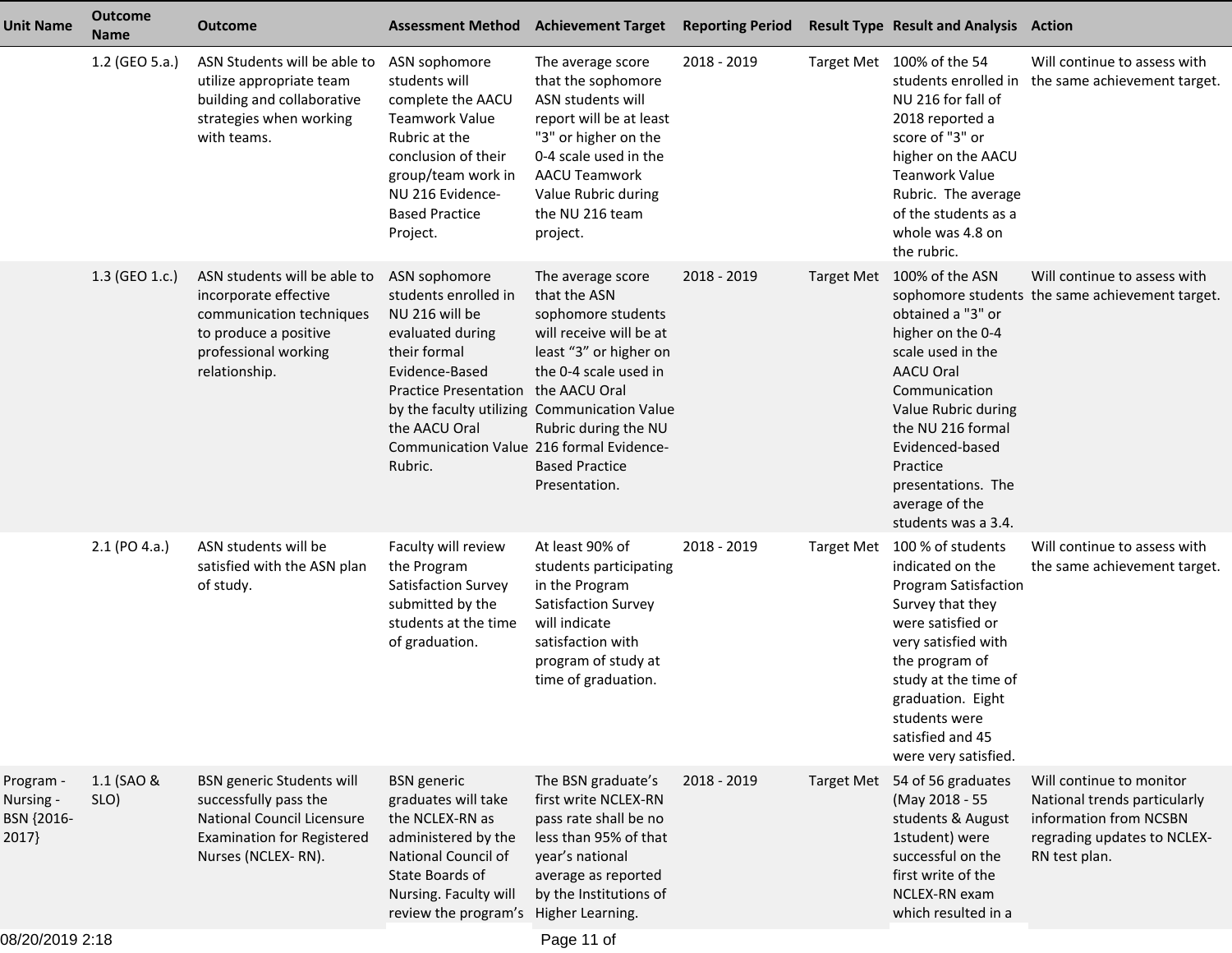| Unit Name | Outcome Name | Outcome | Assessment Method | Achievement Target | Reporting Period | Result Type | Result and Analysis | Action |
|---|---|---|---|---|---|---|---|---|
| | 1.2 (GEO 5.a.) | ASN Students will be able to utilize appropriate team building and collaborative strategies when working with teams. | ASN sophomore students will complete the AACU Teamwork Value Rubric at the conclusion of their group/team work in NU 216 Evidence-Based Practice Project. | The average score that the sophomore ASN students will report will be at least "3" or higher on the 0-4 scale used in the AACU Teamwork Value Rubric during the NU 216 team project. | 2018 - 2019 | Target Met | 100% of the 54 students enrolled in NU 216 for fall of 2018 reported a score of "3" or higher on the AACU Teanwork Value Rubric. The average of the students as a whole was 4.8 on the rubric. | Will continue to assess with the same achievement target. |
| | 1.3 (GEO 1.c.) | ASN students will be able to incorporate effective communication techniques to produce a positive professional working relationship. | ASN sophomore students enrolled in NU 216 will be evaluated during their formal Evidence-Based Practice Presentation by the faculty utilizing the AACU Oral Communication Value Rubric. | The average score that the ASN sophomore students will receive will be at least "3" or higher on the 0-4 scale used in the AACU Oral Communication Value Rubric during the NU 216 formal Evidence-Based Practice Presentation. | 2018 - 2019 | Target Met | 100% of the ASN sophomore students obtained a "3" or higher on the 0-4 scale used in the AACU Oral Communication Value Rubric during the NU 216 formal Evidenced-based Practice presentations. The average of the students was a 3.4. | Will continue to assess with the same achievement target. |
| | 2.1 (PO 4.a.) | ASN students will be satisfied with the ASN plan of study. | Faculty will review the Program Satisfaction Survey submitted by the students at the time of graduation. | At least 90% of students participating in the Program Satisfaction Survey will indicate satisfaction with program of study at time of graduation. | 2018 - 2019 | Target Met | 100 % of students indicated on the Program Satisfaction Survey that they were satisfied or very satisfied with the program of study at the time of graduation. Eight students were satisfied and 45 were very satisfied. | Will continue to assess with the same achievement target. |
| Program - Nursing - BSN {2016-2017} | 1.1 (SAO & SLO) | BSN generic Students will successfully pass the National Council Licensure Examination for Registered Nurses (NCLEX- RN). | BSN generic graduates will take the NCLEX-RN as administered by the National Council of State Boards of Nursing. Faculty will review the program's | The BSN graduate's first write NCLEX-RN pass rate shall be no less than 95% of that year's national average as reported by the Institutions of Higher Learning. | 2018 - 2019 | Target Met | 54 of 56 graduates (May 2018 - 55 students & August 1student) were successful on the first write of the NCLEX-RN exam which resulted in a | Will continue to monitor National trends particularly information from NCSBN regrading updates to NCLEX-RN test plan. |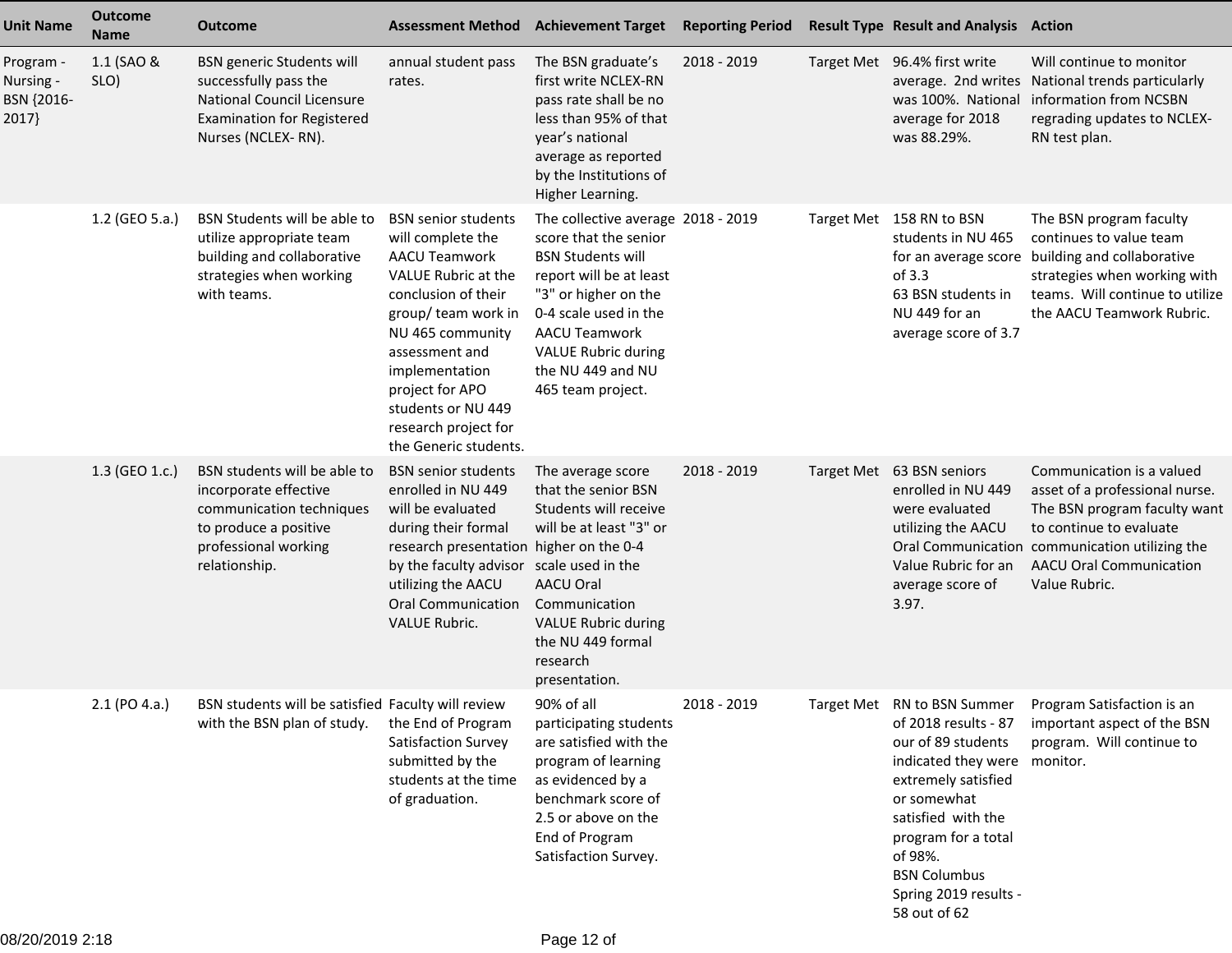| Unit Name | Outcome Name | Outcome | Assessment Method | Achievement Target | Reporting Period | Result Type | Result and Analysis | Action |
|---|---|---|---|---|---|---|---|---|
| Program - Nursing - BSN {2016-2017} | 1.1 (SAO & SLO) | BSN generic Students will successfully pass the National Council Licensure Examination for Registered Nurses (NCLEX- RN). | annual student pass rates. | The BSN graduate's first write NCLEX-RN pass rate shall be no less than 95% of that year's national average as reported by the Institutions of Higher Learning. | 2018 - 2019 | Target Met | 96.4% first write average. 2nd writes was 100%. National average for 2018 was 88.29%. | Will continue to monitor National trends particularly information from NCSBN regrading updates to NCLEX-RN test plan. |
| | 1.2 (GEO 5.a.) | BSN Students will be able to utilize appropriate team building and collaborative strategies when working with teams. | BSN senior students will complete the AACU Teamwork VALUE Rubric at the conclusion of their group/ team work in NU 465 community assessment and implementation project for APO students or NU 449 research project for the Generic students. | The collective average score that the senior BSN Students will report will be at least "3" or higher on the 0-4 scale used in the AACU Teamwork VALUE Rubric during the NU 449 and NU 465 team project. | 2018 - 2019 | Target Met | 158 RN to BSN students in NU 465 for an average score of 3.3<br>63 BSN students in NU 449 for an average score of 3.7 | The BSN program faculty continues to value team building and collaborative strategies when working with teams. Will continue to utilize the AACU Teamwork Rubric. |
| | 1.3 (GEO 1.c.) | BSN students will be able to incorporate effective communication techniques to produce a positive professional working relationship. | BSN senior students enrolled in NU 449 will be evaluated during their formal research presentation by the faculty advisor utilizing the AACU Oral Communication VALUE Rubric. | The average score that the senior BSN Students will receive will be at least "3" or higher on the 0-4 scale used in the AACU Oral Communication VALUE Rubric during the NU 449 formal research presentation. | 2018 - 2019 | Target Met | 63 BSN seniors enrolled in NU 449 were evaluated utilizing the AACU Oral Communication Value Rubric for an average score of 3.97. | Communication is a valued asset of a professional nurse. The BSN program faculty want to continue to evaluate communication utilizing the AACU Oral Communication Value Rubric. |
| | 2.1 (PO 4.a.) | BSN students will be satisfied with the BSN plan of study. | Faculty will review the End of Program Satisfaction Survey submitted by the students at the time of graduation. | 90% of all participating students are satisfied with the program of learning as evidenced by a benchmark score of 2.5 or above on the End of Program Satisfaction Survey. | 2018 - 2019 | Target Met | RN to BSN Summer of 2018 results - 87 our of 89 students indicated they were extremely satisfied or somewhat satisfied with the program for a total of 98%.<br>BSN Columbus Spring 2019 results - 58 out of 62 | Program Satisfaction is an important aspect of the BSN program. Will continue to monitor. |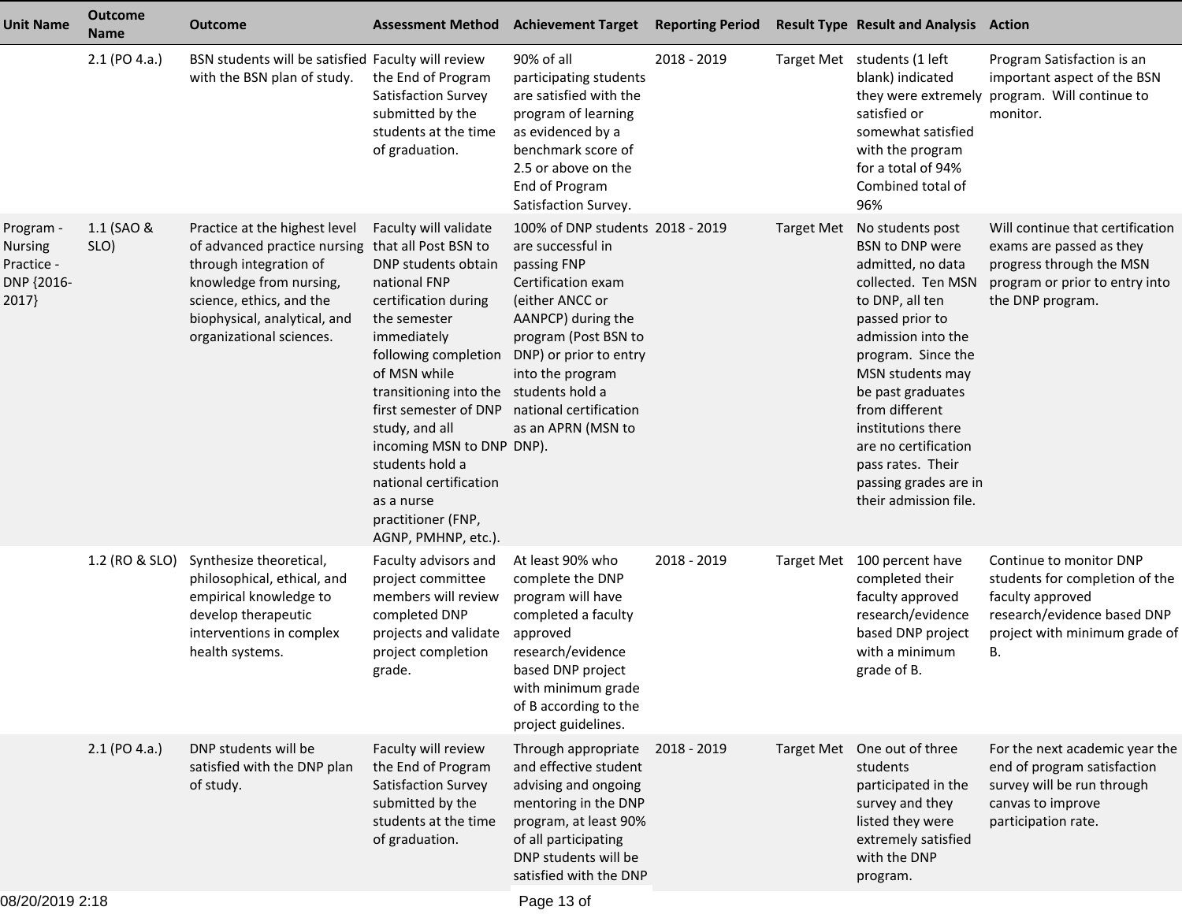| Unit Name | Outcome Name | Outcome | Assessment Method | Achievement Target | Reporting Period | Result Type | Result and Analysis | Action |
|---|---|---|---|---|---|---|---|---|
| | 2.1 (PO 4.a.) | BSN students will be satisfied with the BSN plan of study. | Faculty will review the End of Program Satisfaction Survey submitted by the students at the time of graduation. | 90% of all participating students are satisfied with the program of learning as evidenced by a benchmark score of 2.5 or above on the End of Program Satisfaction Survey. | 2018 - 2019 | Target Met | students (1 left blank) indicated they were extremely satisfied or somewhat satisfied with the program for a total of 94% Combined total of 96% | Program Satisfaction is an important aspect of the BSN program. Will continue to monitor. |
| Program - Nursing Practice - DNP {2016-2017} | 1.1 (SAO & SLO) | Practice at the highest level of advanced practice nursing through integration of knowledge from nursing, science, ethics, and the biophysical, analytical, and organizational sciences. | Faculty will validate that all Post BSN to DNP students obtain national FNP certification during the semester immediately following completion of MSN while transitioning into the first semester of DNP study, and all incoming MSN to DNP students hold a national certification as a nurse practitioner (FNP, AGNP, PMHNP, etc.). | 100% of DNP students are successful in passing FNP Certification exam (either ANCC or AANPCP) during the program (Post BSN to DNP) or prior to entry into the program students hold a national certification as an APRN (MSN to DNP). | 2018 - 2019 | Target Met | No students post BSN to DNP were admitted, no data collected. Ten MSN to DNP, all ten passed prior to admission into the program. Since the MSN students may be past graduates from different institutions there are no certification pass rates. Their passing grades are in their admission file. | Will continue that certification exams are passed as they progress through the MSN program or prior to entry into the DNP program. |
| | 1.2 (RO & SLO) | Synthesize theoretical, philosophical, ethical, and empirical knowledge to develop therapeutic interventions in complex health systems. | Faculty advisors and project committee members will review completed DNP projects and validate project completion grade. | At least 90% who complete the DNP program will have completed a faculty approved research/evidence based DNP project with minimum grade of B according to the project guidelines. | 2018 - 2019 | Target Met | 100 percent have completed their faculty approved research/evidence based DNP project with a minimum grade of B. | Continue to monitor DNP students for completion of the faculty approved research/evidence based DNP project with minimum grade of B. |
| | 2.1 (PO 4.a.) | DNP students will be satisfied with the DNP plan of study. | Faculty will review the End of Program Satisfaction Survey submitted by the students at the time of graduation. | Through appropriate and effective student advising and ongoing mentoring in the DNP program, at least 90% of all participating DNP students will be satisfied with the DNP | 2018 - 2019 | Target Met | One out of three students participated in the survey and they listed they were extremely satisfied with the DNP program. | For the next academic year the end of program satisfaction survey will be run through canvas to improve participation rate. |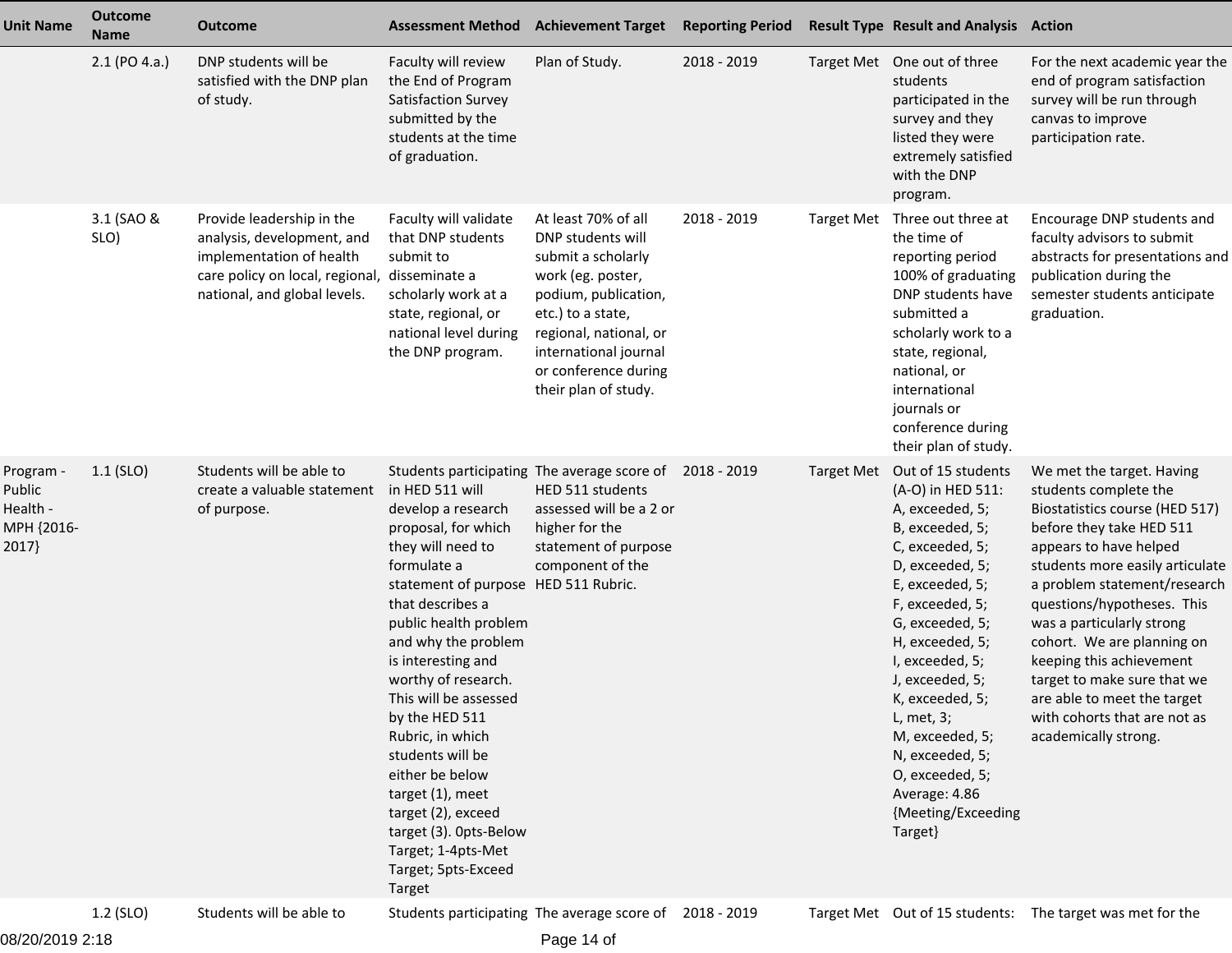| Unit Name | Outcome Name | Outcome | Assessment Method | Achievement Target | Reporting Period | Result Type | Result and Analysis | Action |
|---|---|---|---|---|---|---|---|---|
| | 2.1 (PO 4.a.) | DNP students will be satisfied with the DNP plan of study. | Faculty will review the End of Program Satisfaction Survey submitted by the students at the time of graduation. | Plan of Study. | 2018 - 2019 | Target Met | One out of three students participated in the survey and they listed they were extremely satisfied with the DNP program. | For the next academic year the end of program satisfaction survey will be run through canvas to improve participation rate. |
| | 3.1 (SAO & SLO) | Provide leadership in the analysis, development, and implementation of health care policy on local, regional, national, and global levels. | Faculty will validate that DNP students submit to disseminate a scholarly work at a state, regional, or national level during the DNP program. | At least 70% of all DNP students will submit a scholarly work (eg. poster, podium, publication, etc.) to a state, regional, national, or international journal or conference during their plan of study. | 2018 - 2019 | Target Met | Three out three at the time of reporting period 100% of graduating DNP students have submitted a scholarly work to a state, regional, national, or international journals or conference during their plan of study. | Encourage DNP students and faculty advisors to submit abstracts for presentations and publication during the semester students anticipate graduation. |
| Program - Public Health - MPH {2016-2017} | 1.1 (SLO) | Students will be able to create a valuable statement of purpose. | Students participating in HED 511 will develop a research proposal, for which they will need to formulate a statement of purpose that describes a public health problem and why the problem is interesting and worthy of research. This will be assessed by the HED 511 Rubric, in which students will be either be below target (1), meet target (2), exceed target (3). 0pts-Below Target; 1-4pts-Met Target; 5pts-Exceed Target | The average score of HED 511 students assessed will be a 2 or higher for the statement of purpose component of the HED 511 Rubric. | 2018 - 2019 | Target Met | Out of 15 students (A-O) in HED 511:<br>A, exceeded, 5;<br>B, exceeded, 5;<br>C, exceeded, 5;<br>D, exceeded, 5;<br>E, exceeded, 5;<br>F, exceeded, 5;<br>G, exceeded, 5;<br>H, exceeded, 5;<br>I, exceeded, 5;<br>J, exceeded, 5;<br>K, exceeded, 5;<br>L, met, 3;<br>M, exceeded, 5;<br>N, exceeded, 5;<br>O, exceeded, 5;<br>Average: 4.86 {Meeting/Exceeding Target} | We met the target. Having students complete the Biostatistics course (HED 517) before they take HED 511 appears to have helped students more easily articulate a problem statement/research questions/hypotheses. This was a particularly strong cohort. We are planning on keeping this achievement target to make sure that we are able to meet the target with cohorts that are not as academically strong. |
| | 1.2 (SLO) | Students will be able to | Students participating | The average score of | 2018 - 2019 | Target Met | Out of 15 students: | The target was met for the |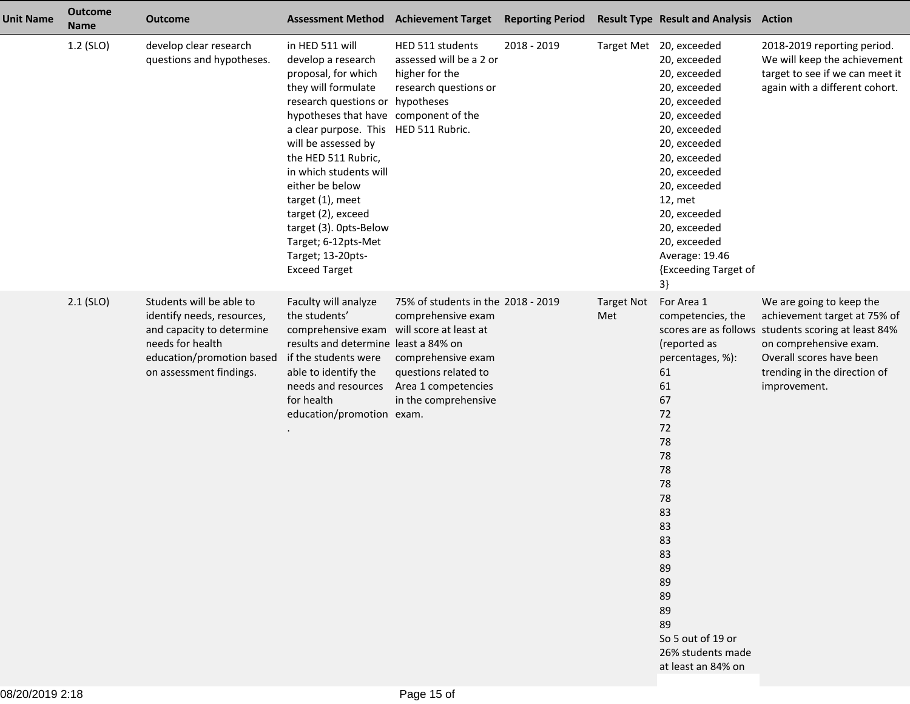| Unit Name | Outcome Name | Outcome | Assessment Method | Achievement Target | Reporting Period | Result Type | Result and Analysis | Action |
|---|---|---|---|---|---|---|---|---|
| | 1.2 (SLO) | develop clear research questions and hypotheses. | in HED 511 will develop a research proposal, for which they will formulate research questions or hypotheses that have a clear purpose. This will be assessed by the HED 511 Rubric, in which students will either be below target (1), meet target (2), exceed target (3). 0pts-Below Target; 6-12pts-Met Target; 13-20pts-Exceed Target | HED 511 students assessed will be a 2 or higher for the research questions or hypotheses component of the HED 511 Rubric. | 2018 - 2019 | Target Met | 20, exceeded<br>20, exceeded<br>20, exceeded<br>20, exceeded<br>20, exceeded<br>20, exceeded<br>20, exceeded<br>20, exceeded<br>20, exceeded<br>20, exceeded<br>20, exceeded<br>12, met<br>20, exceeded<br>20, exceeded<br>20, exceeded<br>Average: 19.46 {Exceeding Target of 3} | 2018-2019 reporting period. We will keep the achievement target to see if we can meet it again with a different cohort. |
| | 2.1 (SLO) | Students will be able to identify needs, resources, and capacity to determine needs for health education/promotion based on assessment findings. | Faculty will analyze the students' comprehensive exam results and determine if the students were able to identify the needs and resources for health education/promotion. | 75% of students in the comprehensive exam will score at least at least a 84% on comprehensive exam questions related to Area 1 competencies in the comprehensive exam. | 2018 - 2019 | Target Not Met | For Area 1 competencies, the scores are as follows (reported as percentages, %):<br>61<br>61<br>67<br>72<br>72<br>78<br>78<br>78<br>78<br>78<br>83<br>83<br>83<br>83<br>89<br>89<br>89<br>89<br>89<br>So 5 out of 19 or 26% students made at least an 84% on | We are going to keep the achievement target at 75% of students scoring at least 84% on comprehensive exam. Overall scores have been trending in the direction of improvement. |

08/20/2019 2:18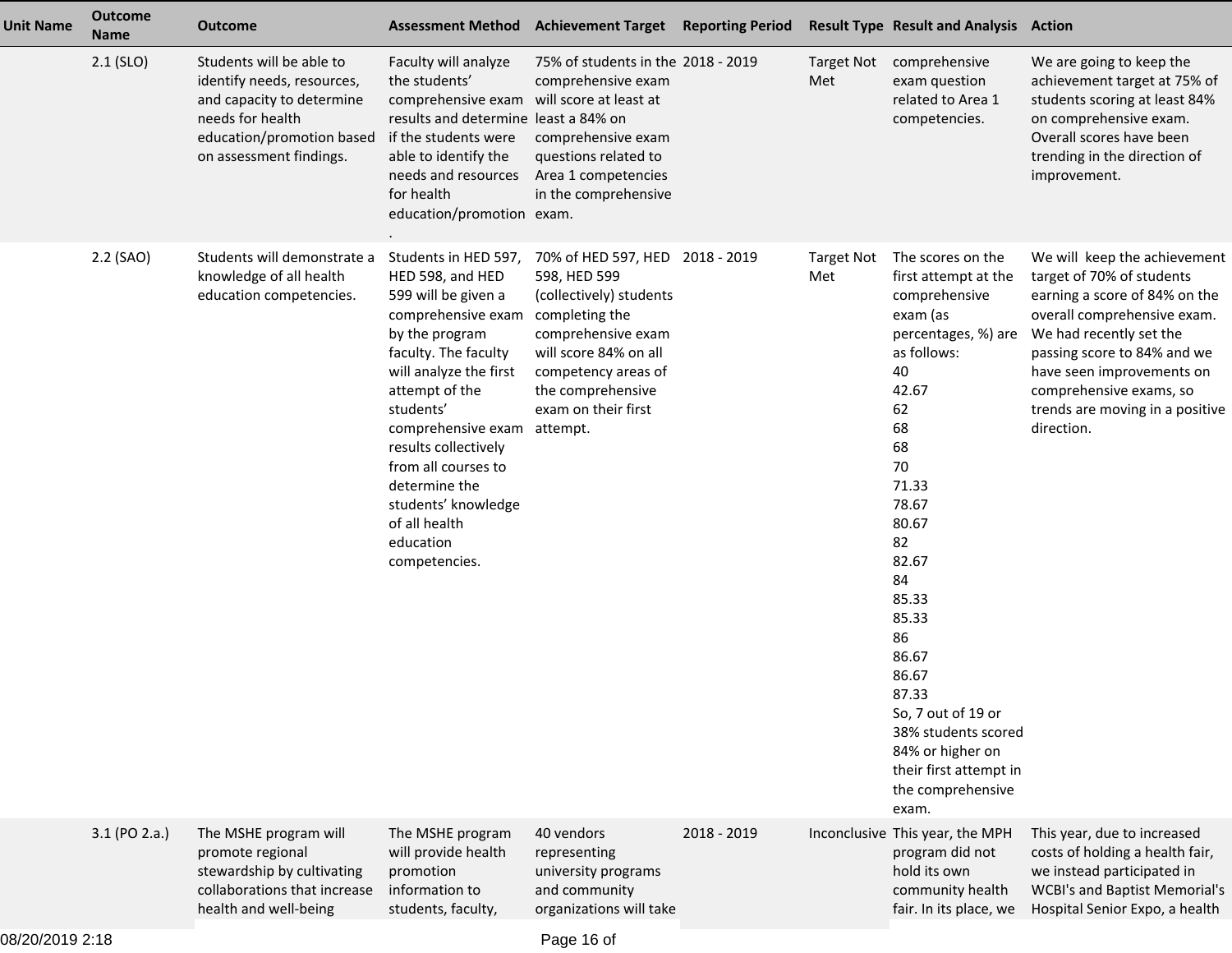| Unit Name | Outcome Name | Outcome | Assessment Method | Achievement Target | Reporting Period | Result Type | Result and Analysis | Action |
|---|---|---|---|---|---|---|---|---|
| | 2.1 (SLO) | Students will be able to identify needs, resources, and capacity to determine needs for health education/promotion based on assessment findings. | Faculty will analyze the students' comprehensive exam results and determine if the students were able to identify the needs and resources for health education/promotion. | 75% of students in the comprehensive exam will score at least at least a 84% on comprehensive exam questions related to Area 1 competencies in the comprehensive exam. | 2018 - 2019 | Target Not Met | comprehensive exam question related to Area 1 competencies. | We are going to keep the achievement target at 75% of students scoring at least 84% on comprehensive exam. Overall scores have been trending in the direction of improvement. |
| | 2.2 (SAO) | Students will demonstrate a knowledge of all health education competencies. | Students in HED 597, HED 598, and HED 599 will be given a comprehensive exam by the program faculty. The faculty will analyze the first attempt of the students' comprehensive exam results collectively from all courses to determine the students' knowledge of all health education competencies. | 70% of HED 597, HED 598, HED 599 (collectively) students completing the comprehensive exam will score 84% on all competency areas of the comprehensive exam on their first attempt. | 2018 - 2019 | Target Not Met | The scores on the first attempt at the comprehensive exam (as percentages, %) are as follows:<br>40<br>42.67<br>62<br>68<br>68<br>70<br>71.33<br>78.67<br>80.67<br>82<br>82.67<br>84<br>85.33<br>85.33<br>86<br>86.67<br>86.67<br>87.33<br>So, 7 out of 19 or 38% students scored 84% or higher on their first attempt in the comprehensive exam. | We will keep the achievement target of 70% of students earning a score of 84% on the overall comprehensive exam. We had recently set the passing score to 84% and we have seen improvements on comprehensive exams, so trends are moving in a positive direction. |
| | 3.1 (PO 2.a.) | The MSHE program will promote regional stewardship by cultivating collaborations that increase health and well-being | The MSHE program will provide health promotion information to students, faculty, | 40 vendors representing university programs and community organizations will take | 2018 - 2019 | Inconclusive | This year, the MPH program did not hold its own community health fair. In its place, we | This year, due to increased costs of holding a health fair, we instead participated in WCBI's and Baptist Memorial's Hospital Senior Expo, a health |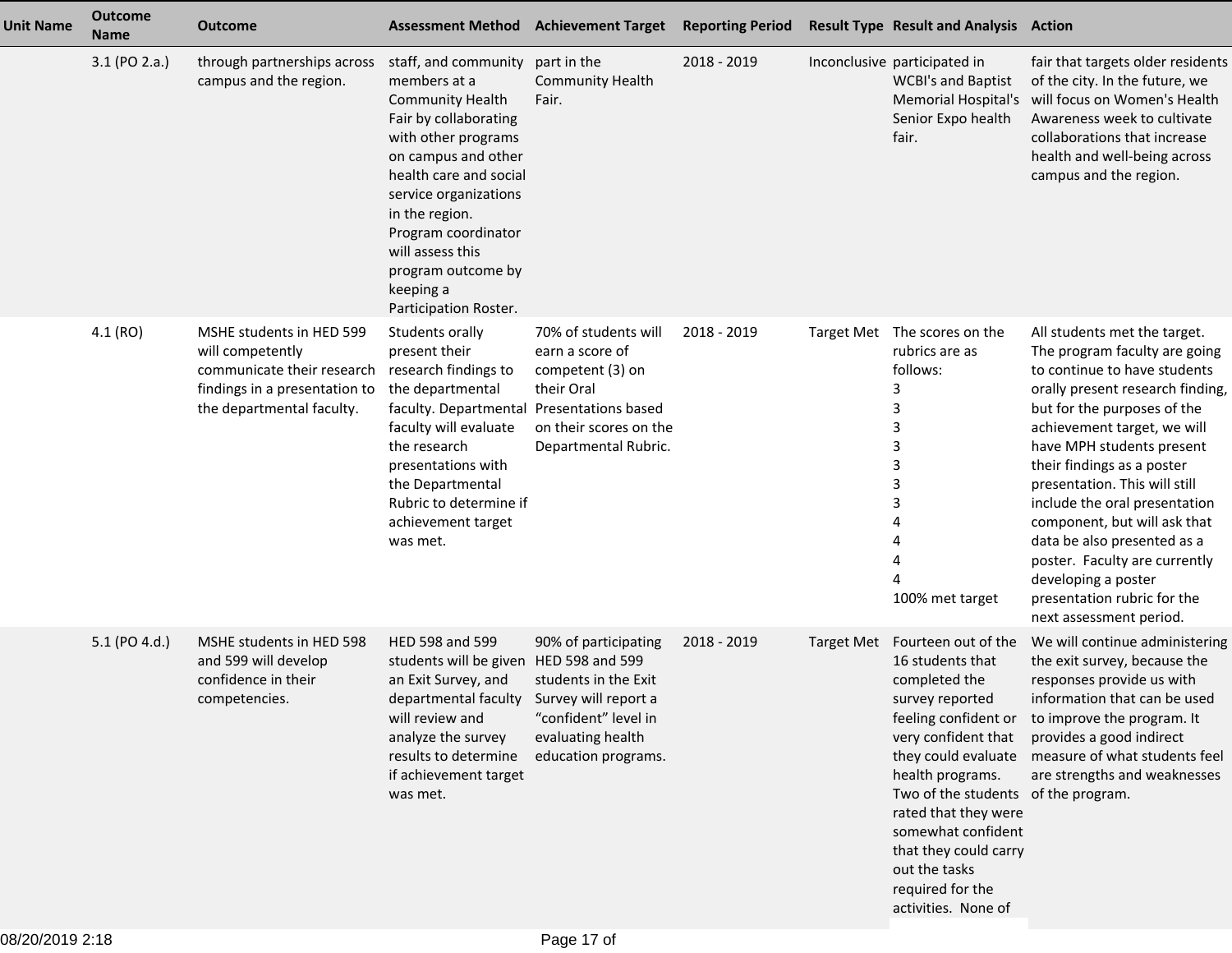| Unit Name | Outcome Name | Outcome | Assessment Method | Achievement Target | Reporting Period | Result Type | Result and Analysis | Action |
|---|---|---|---|---|---|---|---|---|
| | 3.1 (PO 2.a.) | through partnerships across campus and the region. | staff, and community members at a Community Health Fair by collaborating with other programs on campus and other health care and social service organizations in the region. Program coordinator will assess this program outcome by keeping a Participation Roster. | part in the Community Health Fair. | 2018 - 2019 | Inconclusive | participated in WCBI's and Baptist Memorial Hospital's Senior Expo health fair. | fair that targets older residents of the city. In the future, we will focus on Women's Health Awareness week to cultivate collaborations that increase health and well-being across campus and the region. |
| | 4.1 (RO) | MSHE students in HED 599 will competently communicate their research findings in a presentation to the departmental faculty. | Students orally present their research findings to the departmental faculty. Departmental faculty will evaluate the research presentations with the Departmental Rubric to determine if achievement target was met. | 70% of students will earn a score of competent (3) on their Oral Presentations based on their scores on the Departmental Rubric. | 2018 - 2019 | Target Met | The scores on the rubrics are as follows:<br>3<br>3<br>3<br>3<br>3<br>3<br>3<br>4<br>4<br>4<br>4<br>100% met target | All students met the target. The program faculty are going to continue to have students orally present research finding, but for the purposes of the achievement target, we will have MPH students present their findings as a poster presentation. This will still include the oral presentation component, but will ask that data be also presented as a poster. Faculty are currently developing a poster presentation rubric for the next assessment period. |
| | 5.1 (PO 4.d.) | MSHE students in HED 598 and 599 will develop confidence in their competencies. | HED 598 and 599 students will be given an Exit Survey, and departmental faculty will review and analyze the survey results to determine if achievement target was met. | 90% of participating HED 598 and 599 students in the Exit Survey will report a “confident” level in evaluating health education programs. | 2018 - 2019 | Target Met | Fourteen out of the 16 students that completed the survey reported feeling confident or very confident that they could evaluate health programs. Two of the students rated that they were somewhat confident that they could carry out the tasks required for the activities. None of | We will continue administering the exit survey, because the responses provide us with information that can be used to improve the program. It provides a good indirect measure of what students feel are strengths and weaknesses of the program. |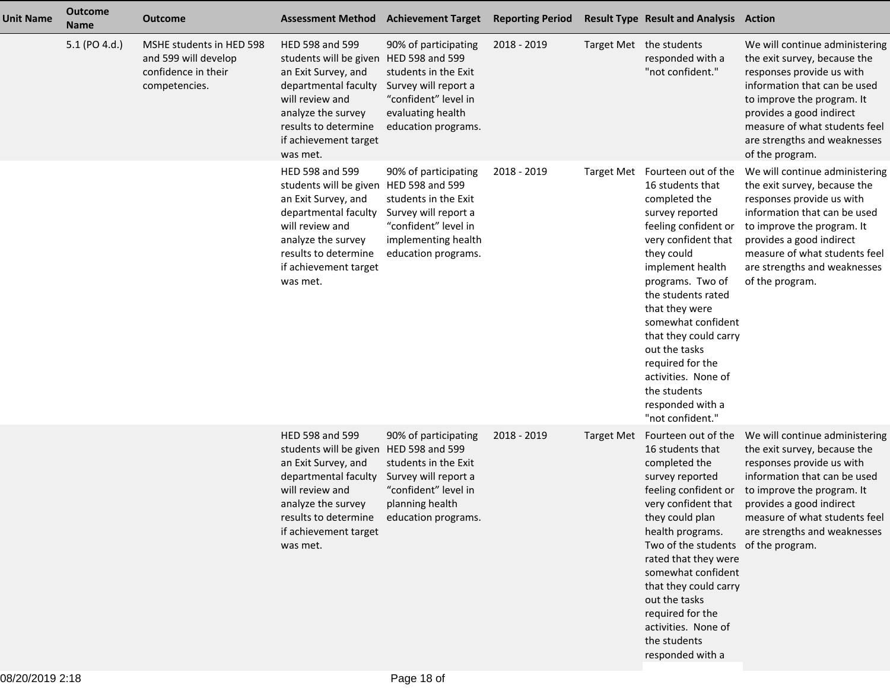| Unit Name | Outcome Name | Outcome | Assessment Method | Achievement Target | Reporting Period | Result Type | Result and Analysis | Action |
|---|---|---|---|---|---|---|---|---|
| | 5.1 (PO 4.d.) | MSHE students in HED 598 and 599 will develop confidence in their competencies. | HED 598 and 599 students will be given an Exit Survey, and departmental faculty will review and analyze the survey results to determine if achievement target was met. | 90% of participating HED 598 and 599 students in the Exit Survey will report a “confident” level in evaluating health education programs. | 2018 - 2019 | Target Met | the students responded with a "not confident." | We will continue administering the exit survey, because the responses provide us with information that can be used to improve the program. It provides a good indirect measure of what students feel are strengths and weaknesses of the program. |
| | | | HED 598 and 599 students will be given an Exit Survey, and departmental faculty will review and analyze the survey results to determine if achievement target was met. | 90% of participating HED 598 and 599 students in the Exit Survey will report a “confident” level in implementing health education programs. | 2018 - 2019 | Target Met | Fourteen out of the 16 students that completed the survey reported feeling confident or very confident that they could implement health programs. Two of the students rated that they were somewhat confident that they could carry out the tasks required for the activities. None of the students responded with a "not confident." | We will continue administering the exit survey, because the responses provide us with information that can be used to improve the program. It provides a good indirect measure of what students feel are strengths and weaknesses of the program. |
| | | | HED 598 and 599 students will be given an Exit Survey, and departmental faculty will review and analyze the survey results to determine if achievement target was met. | 90% of participating HED 598 and 599 students in the Exit Survey will report a “confident” level in planning health education programs. | 2018 - 2019 | Target Met | Fourteen out of the 16 students that completed the survey reported feeling confident or very confident that they could plan health programs. Two of the students rated that they were somewhat confident that they could carry out the tasks required for the activities. None of the students responded with a | We will continue administering the exit survey, because the responses provide us with information that can be used to improve the program. It provides a good indirect measure of what students feel are strengths and weaknesses of the program. |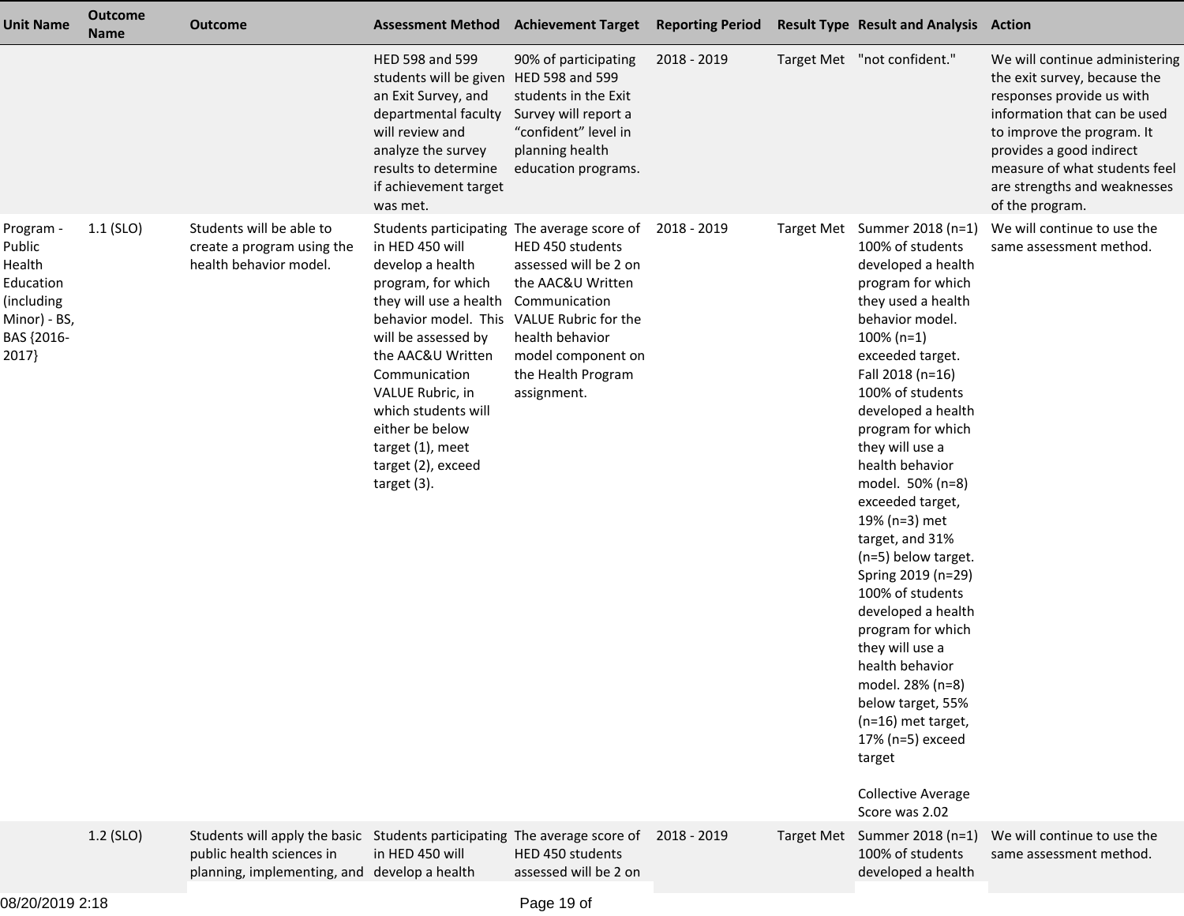| Unit Name | Outcome Name | Outcome | Assessment Method | Achievement Target | Reporting Period | Result Type | Result and Analysis | Action |
|---|---|---|---|---|---|---|---|---|
| | | | HED 598 and 599 students will be given an Exit Survey, and departmental faculty will review and analyze the survey results to determine if achievement target was met. | 90% of participating HED 598 and 599 students in the Exit Survey will report a "confident" level in planning health education programs. | 2018 - 2019 | Target Met | "not confident." | We will continue administering the exit survey, because the responses provide us with information that can be used to improve the program. It provides a good indirect measure of what students feel are strengths and weaknesses of the program. |
| Program - Public Health Education (including Minor) - BS, BAS {2016-2017} | 1.1 (SLO) | Students will be able to create a program using the health behavior model. | Students participating in HED 450 will develop a health program, for which they will use a health behavior model. This will be assessed by the AAC&U Written Communication VALUE Rubric, in which students will either be below target (1), meet target (2), exceed target (3). | The average score of HED 450 students assessed will be 2 on the AAC&U Written Communication VALUE Rubric for the health behavior model component on the Health Program assignment. | 2018 - 2019 | Target Met | Summer 2018 (n=1) 100% of students developed a health program for which they used a health behavior model. 100% (n=1) exceeded target. Fall 2018 (n=16) 100% of students developed a health program for which they will use a health behavior model. 50% (n=8) exceeded target, 19% (n=3) met target, and 31% (n=5) below target. Spring 2019 (n=29) 100% of students developed a health program for which they will use a health behavior model. 28% (n=8) below target, 55% (n=16) met target, 17% (n=5) exceed target<br><br>Collective Average Score was 2.02 | We will continue to use the same assessment method. |
| | 1.2 (SLO) | Students will apply the basic public health sciences in planning, implementing, and | Students participating in HED 450 will develop a health | The average score of HED 450 students assessed will be 2 on | 2018 - 2019 | Target Met | Summer 2018 (n=1) 100% of students developed a health | We will continue to use the same assessment method. |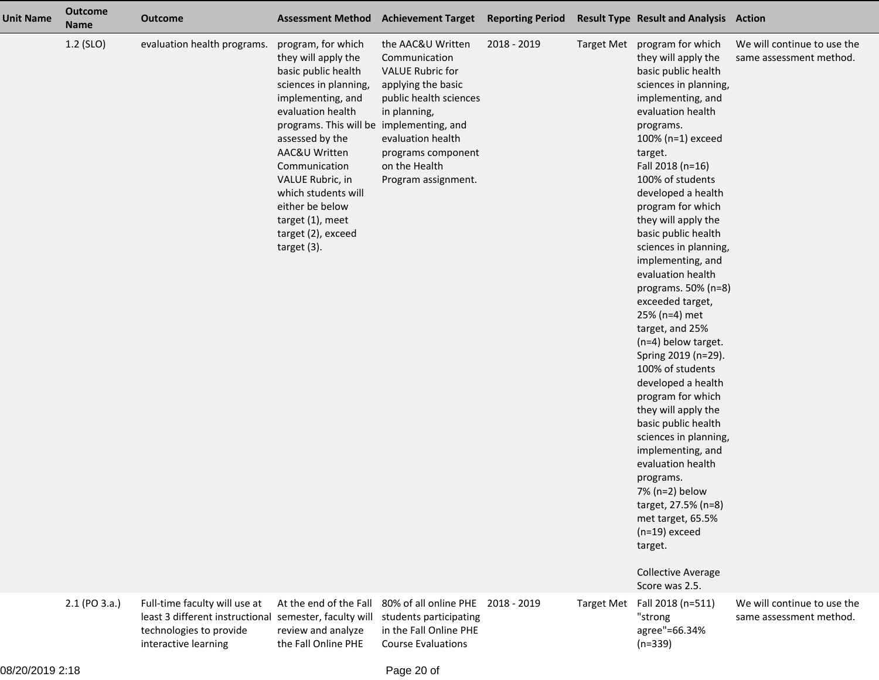| Unit Name | Outcome Name | Outcome | Assessment Method | Achievement Target | Reporting Period | Result Type | Result and Analysis | Action |
|---|---|---|---|---|---|---|---|---|
| | 1.2 (SLO) | evaluation health programs. | program, for which they will apply the basic public health sciences in planning, implementing, and evaluation health programs. This will be assessed by the AAC&U Written Communication VALUE Rubric, in which students will either be below target (1), meet target (2), exceed target (3). | the AAC&U Written Communication VALUE Rubric for applying the basic public health sciences in planning, implementing, and evaluation health programs component on the Health Program assignment. | 2018 - 2019 | Target Met | program for which they will apply the basic public health sciences in planning, implementing, and evaluation health programs.<br>100% (n=1) exceed target.<br>Fall 2018 (n=16)<br>100% of students developed a health program for which they will apply the basic public health sciences in planning, implementing, and evaluation health programs. 50% (n=8) exceeded target, 25% (n=4) met target, and 25% (n=4) below target.<br>Spring 2019 (n=29).<br>100% of students developed a health program for which they will apply the basic public health sciences in planning, implementing, and evaluation health programs.<br>7% (n=2) below target, 27.5% (n=8) met target, 65.5% (n=19) exceed target.<br><br>Collective Average Score was 2.5. | We will continue to use the same assessment method. |
| | 2.1 (PO 3.a.) | Full-time faculty will use at least 3 different instructional technologies to provide interactive learning | At the end of the Fall semester, faculty will review and analyze the Fall Online PHE | 80% of all online PHE students participating in the Fall Online PHE Course Evaluations | 2018 - 2019 | Target Met | Fall 2018 (n=511) "strong agree"=66.34% (n=339) | We will continue to use the same assessment method. |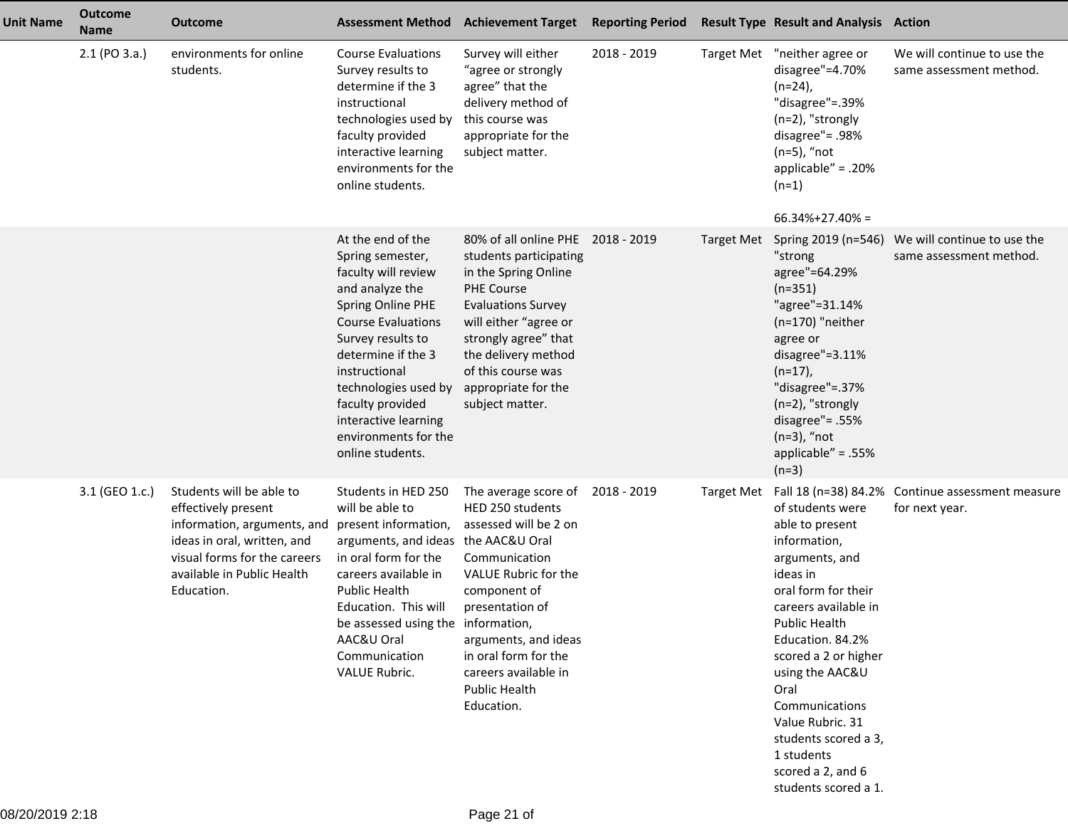| Unit Name | Outcome Name | Outcome | Assessment Method | Achievement Target | Reporting Period | Result Type | Result and Analysis | Action |
|---|---|---|---|---|---|---|---|---|
| | 2.1 (PO 3.a.) | environments for online students. | Course Evaluations Survey results to determine if the 3 instructional technologies used by faculty provided interactive learning environments for the online students. | Survey will either “agree or strongly agree” that the delivery method of this course was appropriate for the subject matter. | 2018 - 2019 | Target Met | "neither agree or disagree"=4.70% (n=24), "disagree"=.39% (n=2), "strongly disagree"= .98% (n=5), “not applicable” = .20% (n=1)<br><br>66.34%+27.40% = | We will continue to use the same assessment method. |
| | | | At the end of the Spring semester, faculty will review and analyze the Spring Online PHE Course Evaluations Survey results to determine if the 3 instructional technologies used by faculty provided interactive learning environments for the online students. | 80% of all online PHE students participating in the Spring Online PHE Course Evaluations Survey will either “agree or strongly agree” that the delivery method of this course was appropriate for the subject matter. | 2018 - 2019 | Target Met | Spring 2019 (n=546) "strong agree"=64.29% (n=351) "agree"=31.14% (n=170) "neither agree or disagree"=3.11% (n=17), "disagree"=.37% (n=2), "strongly disagree"= .55% (n=3), “not applicable” = .55% (n=3) | We will continue to use the same assessment method. |
| | 3.1 (GEO 1.c.) | Students will be able to effectively present information, arguments, and ideas in oral, written, and visual forms for the careers available in Public Health Education. | Students in HED 250 will be able to present information, arguments, and ideas in oral form for the careers available in Public Health Education. This will be assessed using the AAC&U Oral Communication VALUE Rubric. | The average score of HED 250 students assessed will be 2 on the AAC&U Oral Communication VALUE Rubric for the component of presentation of information, arguments, and ideas in oral form for the careers available in Public Health Education. | 2018 - 2019 | Target Met | Fall 18 (n=38) 84.2% of students were able to present information, arguments, and ideas in oral form for their careers available in Public Health Education. 84.2% scored a 2 or higher using the AAC&U Oral Communications Value Rubric. 31 students scored a 3, 1 students scored a 2, and 6 students scored a 1. | Continue assessment measure for next year. |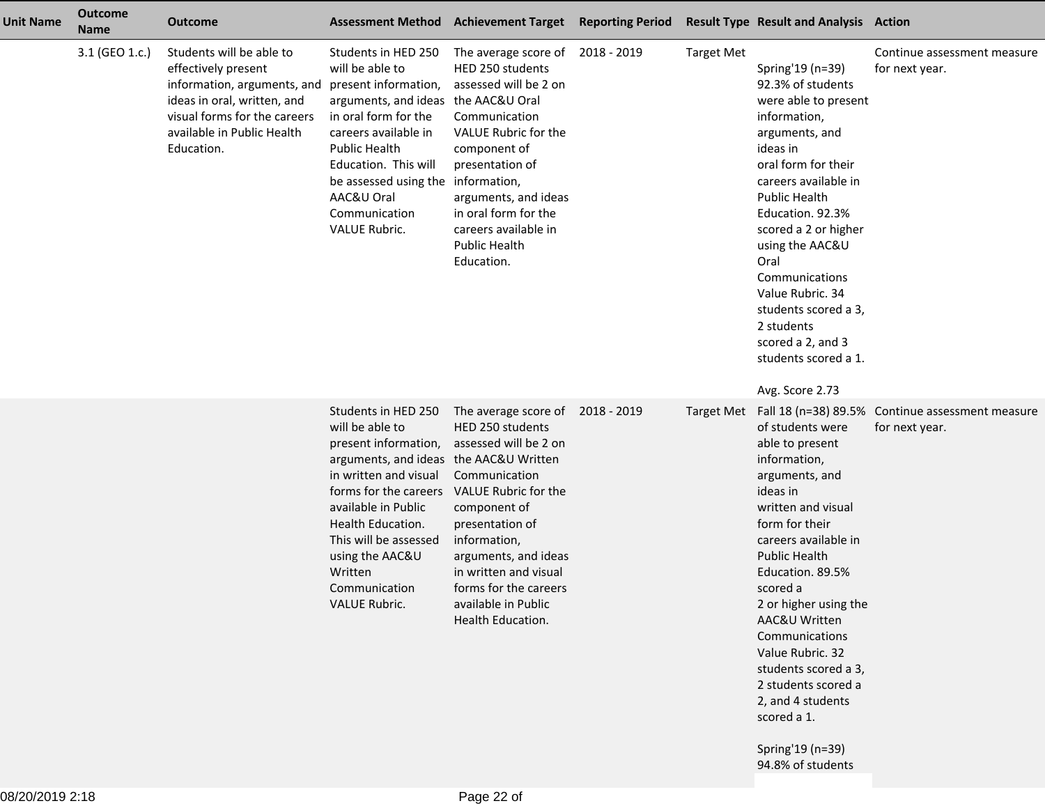| Unit Name | Outcome Name | Outcome | Assessment Method | Achievement Target | Reporting Period | Result Type | Result and Analysis | Action |
| --- | --- | --- | --- | --- | --- | --- | --- | --- |
| | 3.1 (GEO 1.c.) | Students will be able to effectively present information, arguments, and ideas in oral, written, and visual forms for the careers available in Public Health Education. | Students in HED 250 will be able to present information, arguments, and ideas in oral form for the careers available in Public Health Education. This will be assessed using the AAC&U Oral Communication VALUE Rubric. | The average score of HED 250 students assessed will be 2 on the AAC&U Oral Communication VALUE Rubric for the component of presentation of information, arguments, and ideas in oral form for the careers available in Public Health Education. | 2018 - 2019 | Target Met | Spring'19 (n=39) 92.3% of students were able to present information, arguments, and ideas in oral form for their careers available in Public Health Education. 92.3% scored a 2 or higher using the AAC&U Oral Communications Value Rubric. 34 students scored a 3, 2 students scored a 2, and 3 students scored a 1.<br><br>Avg. Score 2.73 | Continue assessment measure for next year. |
| | | | Students in HED 250 will be able to present information, arguments, and ideas in written and visual forms for the careers available in Public Health Education. This will be assessed using the AAC&U Written Communication VALUE Rubric. | The average score of HED 250 students assessed will be 2 on the AAC&U Written Communication VALUE Rubric for the component of presentation of information, arguments, and ideas in written and visual forms for the careers available in Public Health Education. | 2018 - 2019 | Target Met | Fall 18 (n=38) 89.5% of students were able to present information, arguments, and ideas in written and visual form for their careers available in Public Health Education. 89.5% scored a 2 or higher using the AAC&U Written Communications Value Rubric. 32 students scored a 3, 2 students scored a 2, and 4 students scored a 1.<br><br>Spring'19 (n=39) 94.8% of students | Continue assessment measure for next year. |

08/20/2019 2:18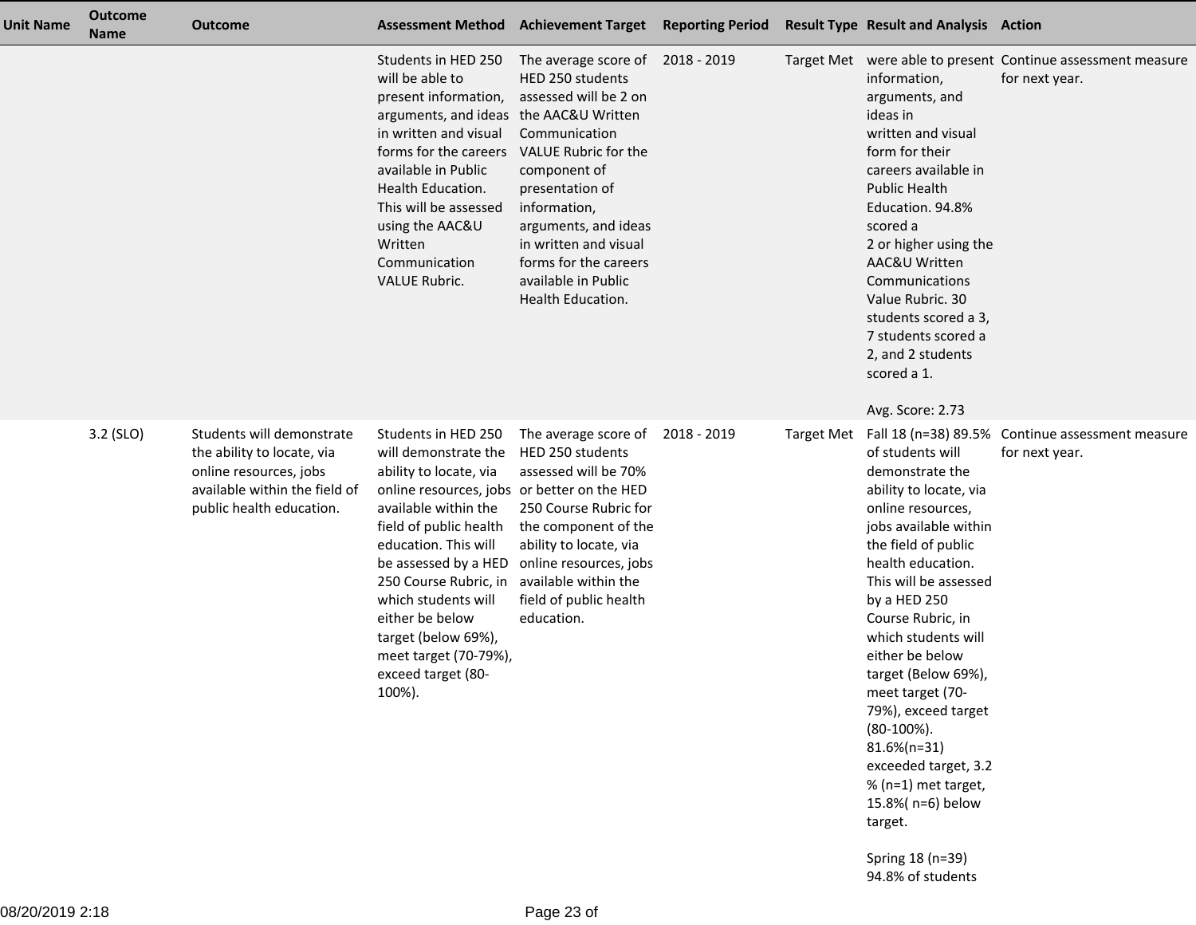| Unit Name | Outcome Name | Outcome | Assessment Method | Achievement Target | Reporting Period | Result Type | Result and Analysis | Action |
|---|---|---|---|---|---|---|---|---|
| | | | Students in HED 250 will be able to present information, arguments, and ideas in written and visual forms for the careers available in Public Health Education. This will be assessed using the AAC&U Written Communication VALUE Rubric. | The average score of HED 250 students assessed will be 2 on the AAC&U Written Communication VALUE Rubric for the component of presentation of information, arguments, and ideas in written and visual forms for the careers available in Public Health Education. | 2018 - 2019 | Target Met | were able to present information, arguments, and ideas in written and visual form for their careers available in Public Health Education. 94.8% scored a 2 or higher using the AAC&U Written Communications Value Rubric. 30 students scored a 3, 7 students scored a 2, and 2 students scored a 1.<br><br>Avg. Score: 2.73 | Continue assessment measure for next year. |
| | 3.2 (SLO) | Students will demonstrate the ability to locate, via online resources, jobs available within the field of public health education. | Students in HED 250 will demonstrate the ability to locate, via online resources, jobs available within the field of public health education. This will be assessed by a HED 250 Course Rubric, in which students will either be below target (below 69%), meet target (70-79%), exceed target (80-100%). | The average score of HED 250 students assessed will be 70% or better on the HED 250 Course Rubric for the component of the ability to locate, via online resources, jobs available within the field of public health education. | 2018 - 2019 | Target Met | Fall 18 (n=38) 89.5% of students will demonstrate the ability to locate, via online resources, jobs available within the field of public health education. This will be assessed by a HED 250 Course Rubric, in which students will either be below target (Below 69%), meet target (70-79%), exceed target (80-100%). 81.6%(n=31) exceeded target, 3.2 % (n=1) met target, 15.8%( n=6) below target.<br><br>Spring 18 (n=39) 94.8% of students | Continue assessment measure for next year. |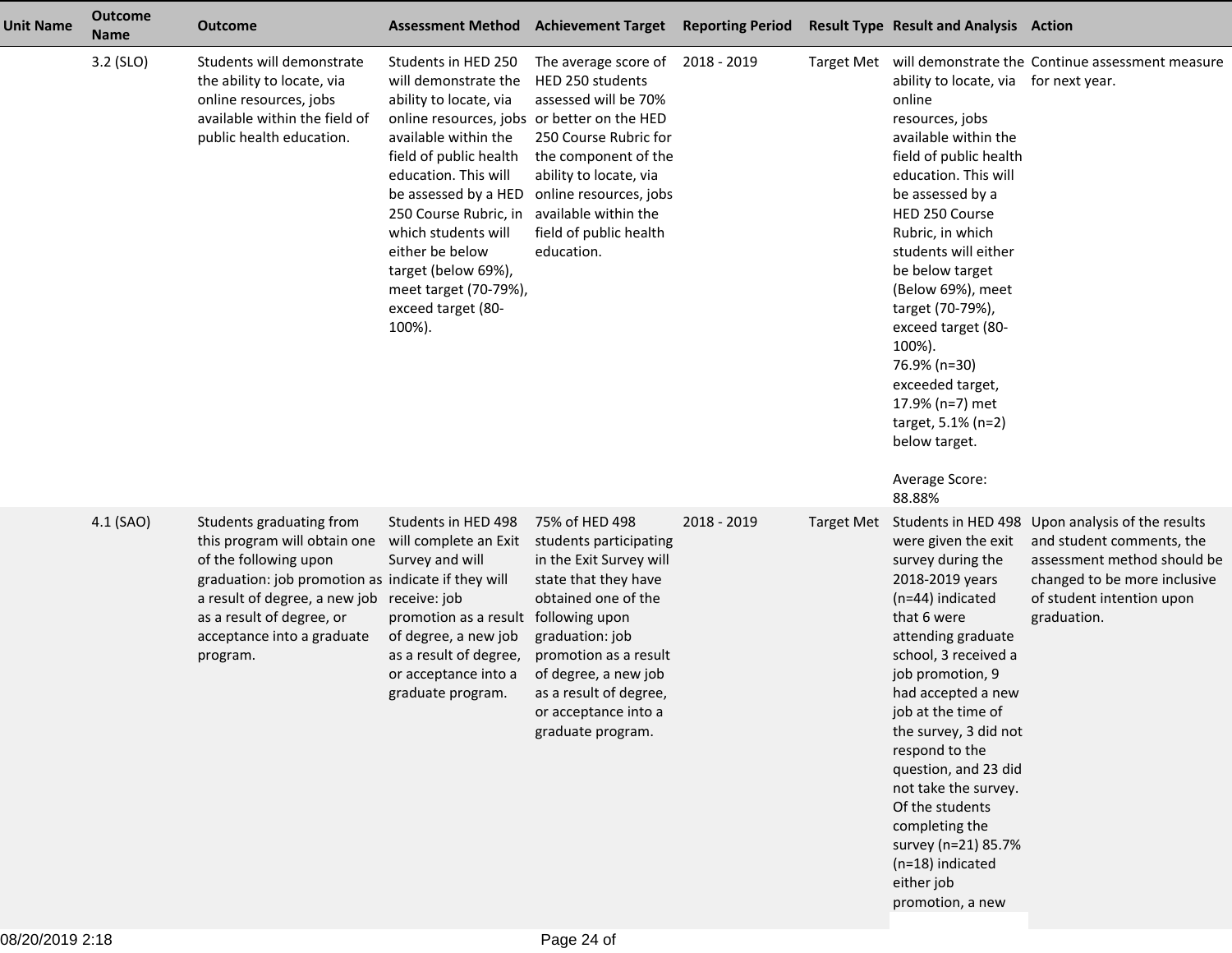| Unit Name | Outcome Name | Outcome | Assessment Method | Achievement Target | Reporting Period | Result Type | Result and Analysis | Action |
|---|---|---|---|---|---|---|---|---|
| | 3.2 (SLO) | Students will demonstrate the ability to locate, via online resources, jobs available within the field of public health education. | Students in HED 250 will demonstrate the ability to locate, via online resources, jobs available within the field of public health education. This will be assessed by a HED 250 Course Rubric, in which students will either be below target (below 69%), meet target (70-79%), exceed target (80-100%). | The average score of HED 250 students assessed will be 70% or better on the HED 250 Course Rubric for the component of the ability to locate, via online resources, jobs available within the field of public health education. | 2018 - 2019 | Target Met | will demonstrate the ability to locate, via online resources, jobs available within the field of public health education. This will be assessed by a HED 250 Course Rubric, in which students will either be below target (Below 69%), meet target (70-79%), exceed target (80-100%).<br>76.9% (n=30) exceeded target, 17.9% (n=7) met target, 5.1% (n=2) below target.<br><br>Average Score: 88.88% | Continue assessment measure for next year. |
| | 4.1 (SAO) | Students graduating from this program will obtain one of the following upon graduation: job promotion as a result of degree, a new job as a result of degree, or acceptance into a graduate program. | Students in HED 498 will complete an Exit Survey and will indicate if they will receive: job promotion as a result of degree, a new job as a result of degree, or acceptance into a graduate program. | 75% of HED 498 students participating in the Exit Survey will state that they have obtained one of the following upon graduation: job promotion as a result of degree, a new job as a result of degree, or acceptance into a graduate program. | 2018 - 2019 | Target Met | Students in HED 498 were given the exit survey during the 2018-2019 years (n=44) indicated that 6 were attending graduate school, 3 received a job promotion, 9 had accepted a new job at the time of the survey, 3 did not respond to the question, and 23 did not take the survey. Of the students completing the survey (n=21) 85.7% (n=18) indicated either job promotion, a new | Upon analysis of the results and student comments, the assessment method should be changed to be more inclusive of student intention upon graduation. |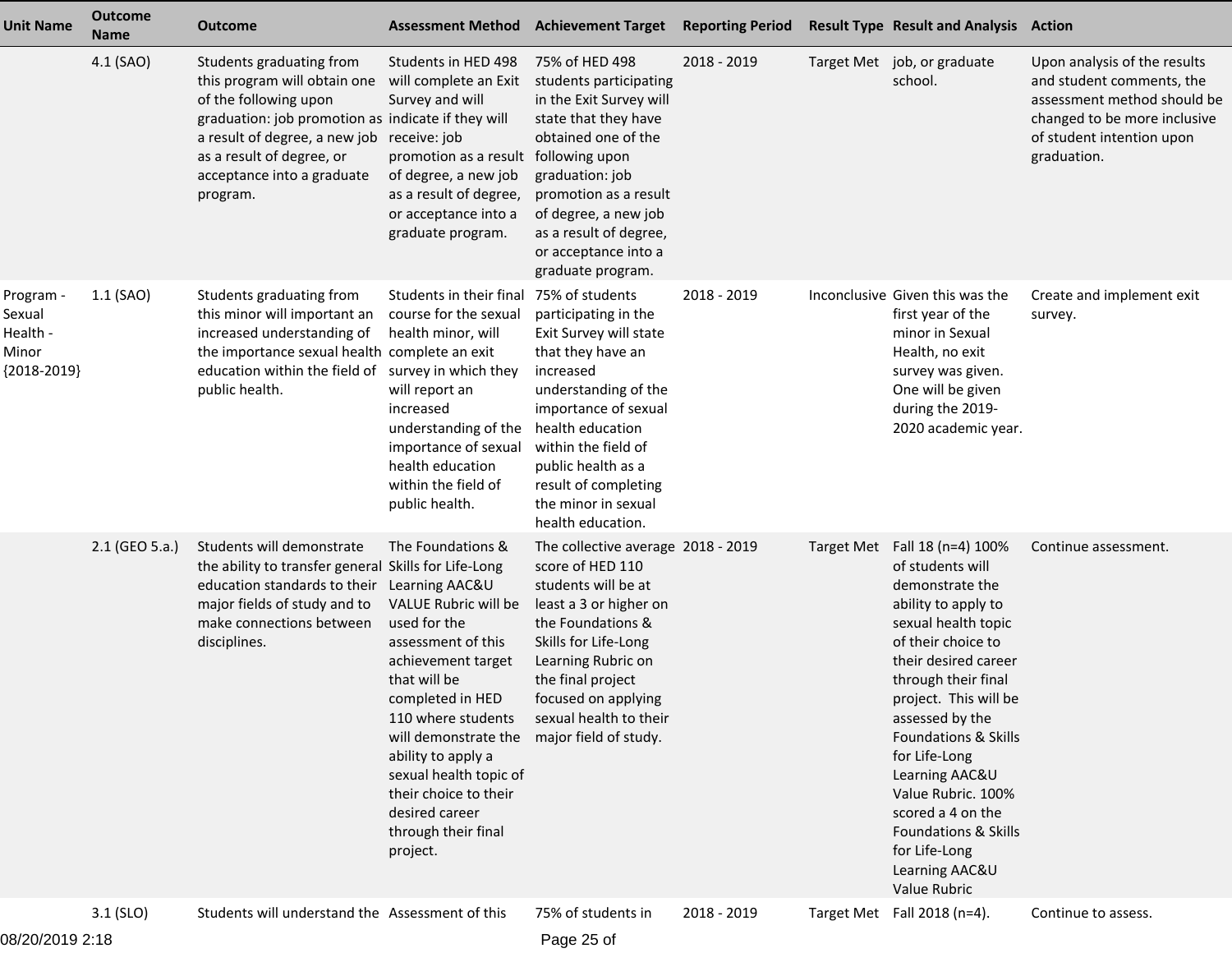| Unit Name | Outcome Name | Outcome | Assessment Method | Achievement Target | Reporting Period | Result Type | Result and Analysis | Action |
|---|---|---|---|---|---|---|---|---|
| | 4.1 (SAO) | Students graduating from this program will obtain one of the following upon graduation: job promotion as a result of degree, a new job as a result of degree, or acceptance into a graduate program. | Students in HED 498 will complete an Exit Survey and will indicate if they will receive: job promotion as a result of degree, a new job as a result of degree, or acceptance into a graduate program. | 75% of HED 498 students participating in the Exit Survey will state that they have obtained one of the following upon graduation: job promotion as a result of degree, a new job as a result of degree, or acceptance into a graduate program. | 2018 - 2019 | Target Met | job, or graduate school. | Upon analysis of the results and student comments, the assessment method should be changed to be more inclusive of student intention upon graduation. |
| Program - Sexual Health - Minor {2018-2019} | 1.1 (SAO) | Students graduating from this minor will important an increased understanding of the importance sexual health education within the field of public health. | Students in their final course for the sexual health minor, will complete an exit survey in which they will report an increased understanding of the importance of sexual health education within the field of public health. | 75% of students participating in the Exit Survey will state that they have an increased understanding of the importance of sexual health education within the field of public health as a result of completing the minor in sexual health education. | 2018 - 2019 | Inconclusive | Given this was the first year of the minor in Sexual Health, no exit survey was given. One will be given during the 2019-2020 academic year. | Create and implement exit survey. |
| | 2.1 (GEO 5.a.) | Students will demonstrate the ability to transfer general education standards to their major fields of study and to make connections between disciplines. | The Foundations & Skills for Life-Long Learning AAC&U VALUE Rubric will be used for the assessment of this achievement target that will be completed in HED 110 where students will demonstrate the ability to apply a sexual health topic of their choice to their desired career through their final project. | The collective average score of HED 110 students will be at least a 3 or higher on the Foundations & Skills for Life-Long Learning Rubric on the final project focused on applying sexual health to their major field of study. | 2018 - 2019 | Target Met | Fall 18 (n=4) 100% of students will demonstrate the ability to apply to sexual health topic of their choice to their desired career through their final project. This will be assessed by the Foundations & Skills for Life-Long Learning AAC&U Value Rubric. 100% scored a 4 on the Foundations & Skills for Life-Long Learning AAC&U Value Rubric | Continue assessment. |
| | 3.1 (SLO) | Students will understand the | Assessment of this | 75% of students in | 2018 - 2019 | Target Met | Fall 2018 (n=4). | Continue to assess. |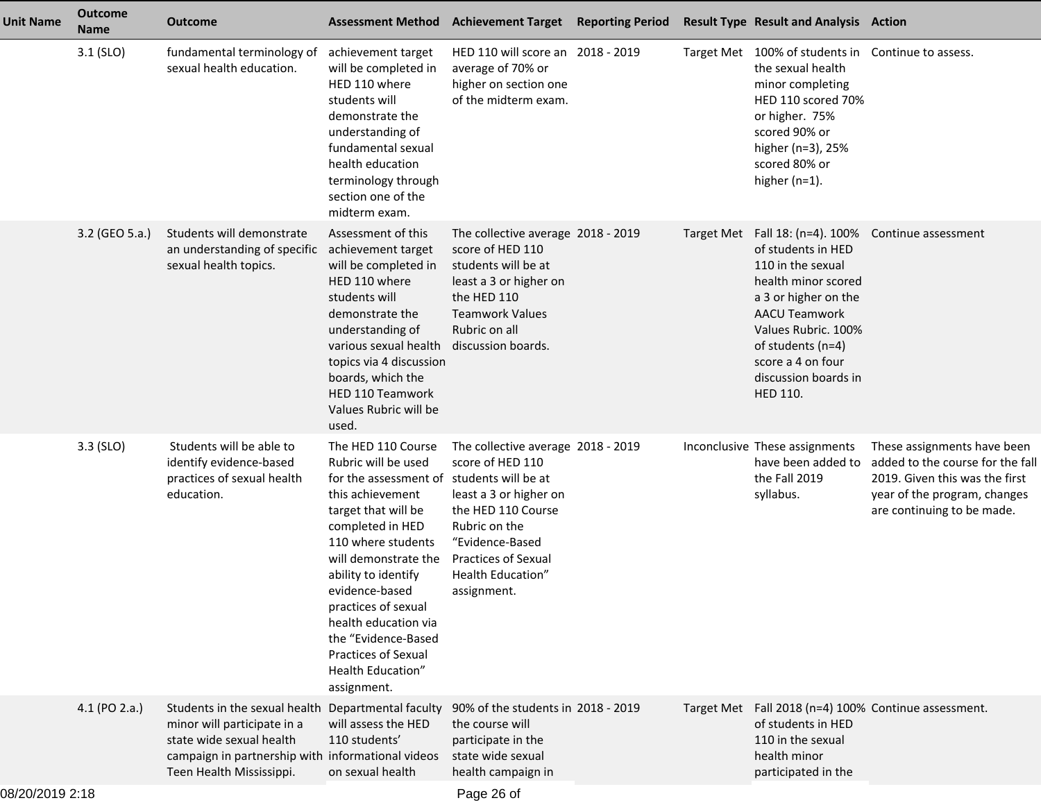| Unit Name | Outcome Name | Outcome | Assessment Method | Achievement Target | Reporting Period | Result Type | Result and Analysis | Action |
|---|---|---|---|---|---|---|---|---|
| | 3.1 (SLO) | fundamental terminology of sexual health education. | achievement target will be completed in HED 110 where students will demonstrate the understanding of fundamental sexual health education terminology through section one of the midterm exam. | HED 110 will score an average of 70% or higher on section one of the midterm exam. | 2018 - 2019 | Target Met | 100% of students in the sexual health minor completing HED 110 scored 70% or higher. 75% scored 90% or higher (n=3), 25% scored 80% or higher (n=1). | Continue to assess. |
| | 3.2 (GEO 5.a.) | Students will demonstrate an understanding of specific sexual health topics. | Assessment of this achievement target will be completed in HED 110 where students will demonstrate the understanding of various sexual health topics via 4 discussion boards, which the HED 110 Teamwork Values Rubric will be used. | The collective average score of HED 110 students will be at least a 3 or higher on the HED 110 Teamwork Values Rubric on all discussion boards. | 2018 - 2019 | Target Met | Fall 18: (n=4). 100% of students in HED 110 in the sexual health minor scored a 3 or higher on the AACU Teamwork Values Rubric. 100% of students (n=4) score a 4 on four discussion boards in HED 110. | Continue assessment |
| | 3.3 (SLO) | Students will be able to identify evidence-based practices of sexual health education. | The HED 110 Course Rubric will be used for the assessment of this achievement target that will be completed in HED 110 where students will demonstrate the ability to identify evidence-based practices of sexual health education via the "Evidence-Based Practices of Sexual Health Education" assignment. | The collective average score of HED 110 students will be at least a 3 or higher on the HED 110 Course Rubric on the "Evidence-Based Practices of Sexual Health Education" assignment. | 2018 - 2019 | Inconclusive | These assignments have been added to the Fall 2019 syllabus. | These assignments have been added to the course for the fall 2019. Given this was the first year of the program, changes are continuing to be made. |
| | 4.1 (PO 2.a.) | Students in the sexual health minor will participate in a state wide sexual health campaign in partnership with Teen Health Mississippi. | Departmental faculty will assess the HED 110 students' informational videos on sexual health | 90% of the students in the course will participate in the state wide sexual health campaign in | 2018 - 2019 | Target Met | Fall 2018 (n=4) 100% of students in HED 110 in the sexual health minor participated in the | Continue assessment. |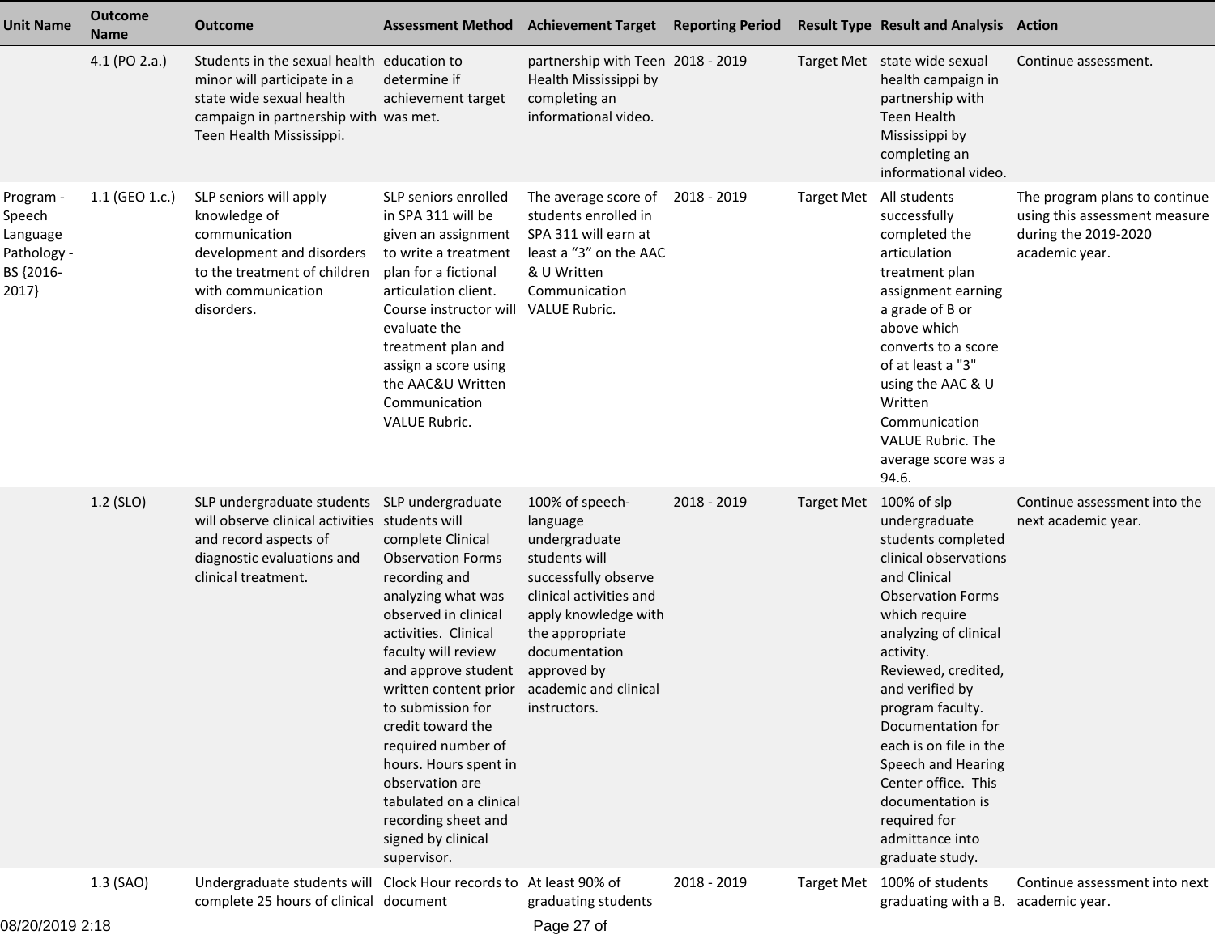| Unit Name | Outcome Name | Outcome | Assessment Method | Achievement Target | Reporting Period | Result Type | Result and Analysis | Action |
|---|---|---|---|---|---|---|---|---|
| | 4.1 (PO 2.a.) | Students in the sexual health minor will participate in a state wide sexual health campaign in partnership with Teen Health Mississippi. | education to determine if achievement target was met. | partnership with Teen Health Mississippi by completing an informational video. | 2018 - 2019 | Target Met | state wide sexual health campaign in partnership with Teen Health Mississippi by completing an informational video. | Continue assessment. |
| Program - Speech Language Pathology - BS {2016-2017} | 1.1 (GEO 1.c.) | SLP seniors will apply knowledge of communication development and disorders to the treatment of children with communication disorders. | SLP seniors enrolled in SPA 311 will be given an assignment to write a treatment plan for a fictional articulation client. Course instructor will evaluate the treatment plan and assign a score using the AAC&U Written Communication VALUE Rubric. | The average score of students enrolled in SPA 311 will earn at least a “3” on the AAC & U Written Communication VALUE Rubric. | 2018 - 2019 | Target Met | All students successfully completed the articulation treatment plan assignment earning a grade of B or above which converts to a score of at least a "3" using the AAC & U Written Communication VALUE Rubric. The average score was a 94.6. | The program plans to continue using this assessment measure during the 2019-2020 academic year. |
| | 1.2 (SLO) | SLP undergraduate students will observe clinical activities and record aspects of diagnostic evaluations and clinical treatment. | SLP undergraduate students will complete Clinical Observation Forms recording and analyzing what was observed in clinical activities. Clinical faculty will review and approve student written content prior to submission for credit toward the required number of hours. Hours spent in observation are tabulated on a clinical recording sheet and signed by clinical supervisor. | 100% of speech-language undergraduate students will successfully observe clinical activities and apply knowledge with the appropriate documentation approved by academic and clinical instructors. | 2018 - 2019 | Target Met | 100% of slp undergraduate students completed clinical observations and Clinical Observation Forms which require analyzing of clinical activity. Reviewed, credited, and verified by program faculty. Documentation for each is on file in the Speech and Hearing Center office. This documentation is required for admittance into graduate study. | Continue assessment into the next academic year. |
| | 1.3 (SAO) | Undergraduate students will complete 25 hours of clinical | Clock Hour records to document | At least 90% of graduating students | 2018 - 2019 | Target Met | 100% of students graduating with a B. | Continue assessment into next academic year. |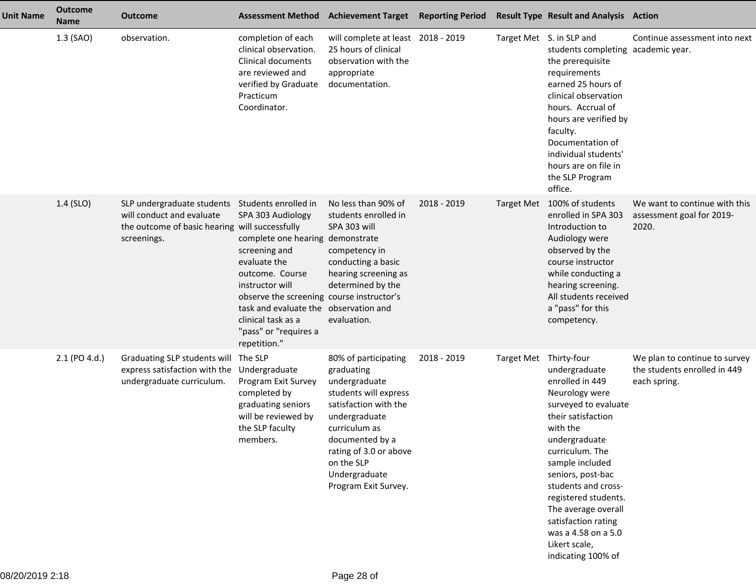| Unit Name | Outcome Name | Outcome | Assessment Method | Achievement Target | Reporting Period | Result Type | Result and Analysis | Action |
|---|---|---|---|---|---|---|---|---|
| | 1.3 (SAO) | observation. | completion of each clinical observation. Clinical documents are reviewed and verified by Graduate Practicum Coordinator. | will complete at least 25 hours of clinical observation with the appropriate documentation. | 2018 - 2019 | Target Met | S. in SLP and students completing the prerequisite requirements earned 25 hours of clinical observation hours. Accrual of hours are verified by faculty. Documentation of individual students' hours are on file in the SLP Program office. | Continue assessment into next academic year. |
| | 1.4 (SLO) | SLP undergraduate students will conduct and evaluate the outcome of basic hearing screenings. | Students enrolled in SPA 303 Audiology will successfully complete one hearing screening and evaluate the outcome. Course instructor will observe the screening task and evaluate the clinical task as a "pass" or "requires a repetition." | No less than 90% of students enrolled in SPA 303 will demonstrate competency in conducting a basic hearing screening as determined by the course instructor's observation and evaluation. | 2018 - 2019 | Target Met | 100% of students enrolled in SPA 303 Introduction to Audiology were observed by the course instructor while conducting a hearing screening. All students received a "pass" for this competency. | We want to continue with this assessment goal for 2019-2020. |
| | 2.1 (PO 4.d.) | Graduating SLP students will express satisfaction with the undergraduate curriculum. | The SLP Undergraduate Program Exit Survey completed by graduating seniors will be reviewed by the SLP faculty members. | 80% of participating graduating undergraduate students will express satisfaction with the undergraduate curriculum as documented by a rating of 3.0 or above on the SLP Undergraduate Program Exit Survey. | 2018 - 2019 | Target Met | Thirty-four undergraduate enrolled in 449 Neurology were surveyed to evaluate their satisfaction with the undergraduate curriculum. The sample included seniors, post-bac students and cross-registered students. The average overall satisfaction rating was a 4.58 on a 5.0 Likert scale, indicating 100% of | We plan to continue to survey the students enrolled in 449 each spring. |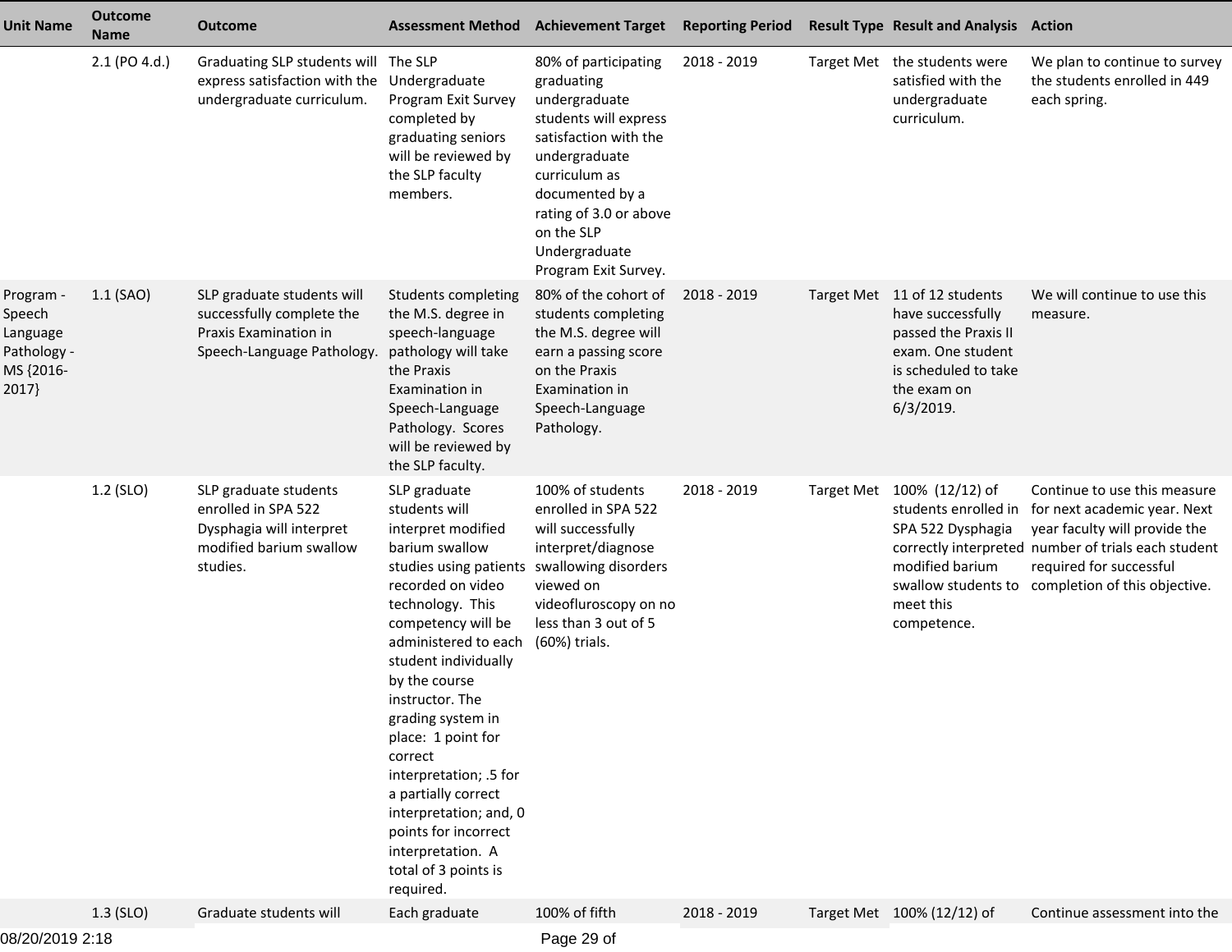| Unit Name | Outcome Name | Outcome | Assessment Method | Achievement Target | Reporting Period | Result Type | Result and Analysis | Action |
|---|---|---|---|---|---|---|---|---|
| | 2.1 (PO 4.d.) | Graduating SLP students will express satisfaction with the undergraduate curriculum. | The SLP Undergraduate Program Exit Survey completed by graduating seniors will be reviewed by the SLP faculty members. | 80% of participating graduating undergraduate students will express satisfaction with the undergraduate curriculum as documented by a rating of 3.0 or above on the SLP Undergraduate Program Exit Survey. | 2018 - 2019 | Target Met | the students were satisfied with the undergraduate curriculum. | We plan to continue to survey the students enrolled in 449 each spring. |
| Program - Speech Language Pathology - MS {2016-2017} | 1.1 (SAO) | SLP graduate students will successfully complete the Praxis Examination in Speech-Language Pathology. | Students completing the M.S. degree in speech-language pathology will take the Praxis Examination in Speech-Language Pathology. Scores will be reviewed by the SLP faculty. | 80% of the cohort of students completing the M.S. degree will earn a passing score on the Praxis Examination in Speech-Language Pathology. | 2018 - 2019 | Target Met | 11 of 12 students have successfully passed the Praxis II exam. One student is scheduled to take the exam on 6/3/2019. | We will continue to use this measure. |
| | 1.2 (SLO) | SLP graduate students enrolled in SPA 522 Dysphagia will interpret modified barium swallow studies. | SLP graduate students will interpret modified barium swallow studies using patients recorded on video technology. This competency will be administered to each student individually by the course instructor. The grading system in place: 1 point for correct interpretation; .5 for a partially correct interpretation; and, 0 points for incorrect interpretation. A total of 3 points is required. | 100% of students enrolled in SPA 522 will successfully interpret/diagnose swallowing disorders viewed on videofluroscopy on no less than 3 out of 5 (60%) trials. | 2018 - 2019 | Target Met | 100% (12/12) of students enrolled in SPA 522 Dysphagia correctly interpreted modified barium swallow students to meet this competence. | Continue to use this measure for next academic year. Next year faculty will provide the number of trials each student required for successful completion of this objective. |
| | 1.3 (SLO) | Graduate students will | Each graduate | 100% of fifth | 2018 - 2019 | Target Met | 100% (12/12) of | Continue assessment into the |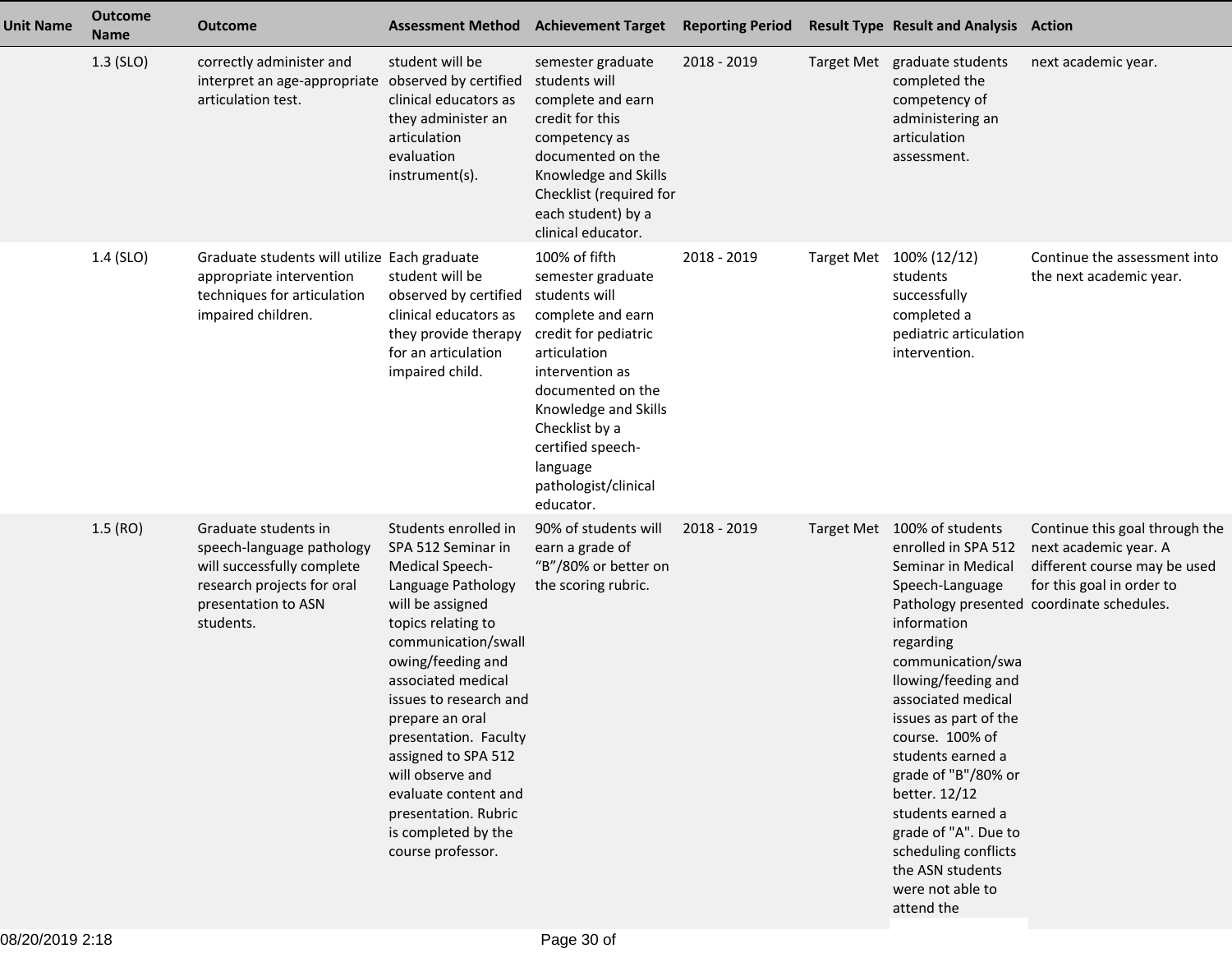| Unit Name | Outcome Name | Outcome | Assessment Method | Achievement Target | Reporting Period | Result Type | Result and Analysis | Action |
|---|---|---|---|---|---|---|---|---|
| | 1.3 (SLO) | correctly administer and interpret an age-appropriate articulation test. | student will be observed by certified clinical educators as they administer an articulation evaluation instrument(s). | semester graduate students will complete and earn credit for this competency as documented on the Knowledge and Skills Checklist (required for each student) by a clinical educator. | 2018 - 2019 | Target Met | graduate students completed the competency of administering an articulation assessment. | next academic year. |
| | 1.4 (SLO) | Graduate students will utilize appropriate intervention techniques for articulation impaired children. | Each graduate student will be observed by certified clinical educators as they provide therapy for an articulation impaired child. | 100% of fifth semester graduate students will complete and earn credit for pediatric articulation intervention as documented on the Knowledge and Skills Checklist by a certified speech-language pathologist/clinical educator. | 2018 - 2019 | Target Met | 100% (12/12) students successfully completed a pediatric articulation intervention. | Continue the assessment into the next academic year. |
| | 1.5 (RO) | Graduate students in speech-language pathology will successfully complete research projects for oral presentation to ASN students. | Students enrolled in SPA 512 Seminar in Medical Speech-Language Pathology will be assigned topics relating to communication/swallowing/feeding and associated medical issues to research and prepare an oral presentation. Faculty assigned to SPA 512 will observe and evaluate content and presentation. Rubric is completed by the course professor. | 90% of students will earn a grade of "B"/80% or better on the scoring rubric. | 2018 - 2019 | Target Met | 100% of students enrolled in SPA 512 Seminar in Medical Speech-Language Pathology presented information regarding communication/swallowing/feeding and associated medical issues as part of the course. 100% of students earned a grade of "B"/80% or better. 12/12 students earned a grade of "A". Due to scheduling conflicts the ASN students were not able to attend the | Continue this goal through the next academic year. A different course may be used for this goal in order to coordinate schedules. |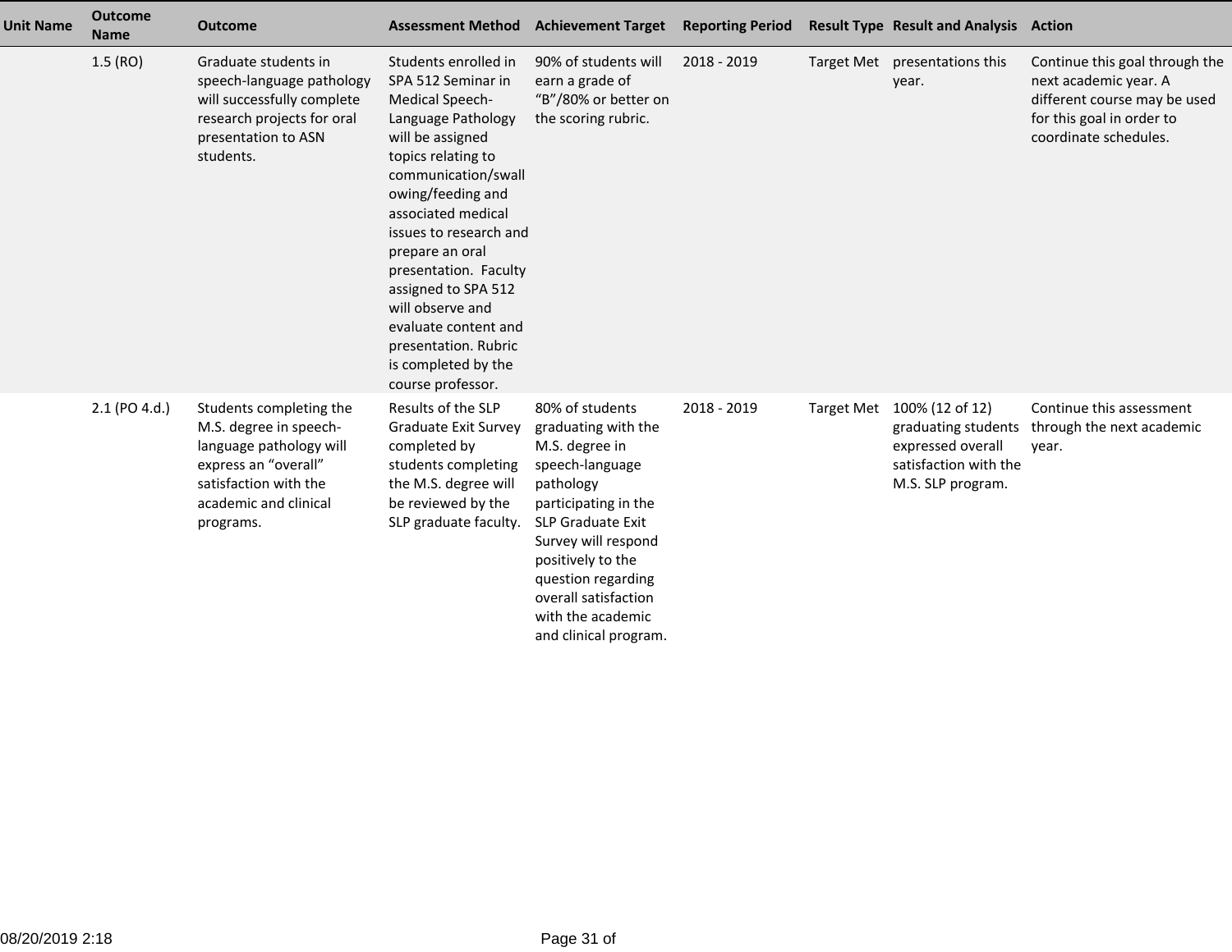| Unit Name | Outcome Name | Outcome | Assessment Method | Achievement Target | Reporting Period | Result Type | Result and Analysis | Action |
|---|---|---|---|---|---|---|---|---|
| | 1.5 (RO) | Graduate students in speech-language pathology will successfully complete research projects for oral presentation to ASN students. | Students enrolled in SPA 512 Seminar in Medical Speech-Language Pathology will be assigned topics relating to communication/swallowing/feeding and associated medical issues to research and prepare an oral presentation. Faculty assigned to SPA 512 will observe and evaluate content and presentation. Rubric is completed by the course professor. | 90% of students will earn a grade of "B"/80% or better on the scoring rubric. | 2018 - 2019 | Target Met | presentations this year. | Continue this goal through the next academic year. A different course may be used for this goal in order to coordinate schedules. |
| | 2.1 (PO 4.d.) | Students completing the M.S. degree in speech-language pathology will express an "overall" satisfaction with the academic and clinical programs. | Results of the SLP Graduate Exit Survey completed by students completing the M.S. degree will be reviewed by the SLP graduate faculty. | 80% of students graduating with the M.S. degree in speech-language pathology participating in the SLP Graduate Exit Survey will respond positively to the question regarding overall satisfaction with the academic and clinical program. | 2018 - 2019 | Target Met | 100% (12 of 12) graduating students expressed overall satisfaction with the M.S. SLP program. | Continue this assessment through the next academic year. |

08/20/2019 2:18